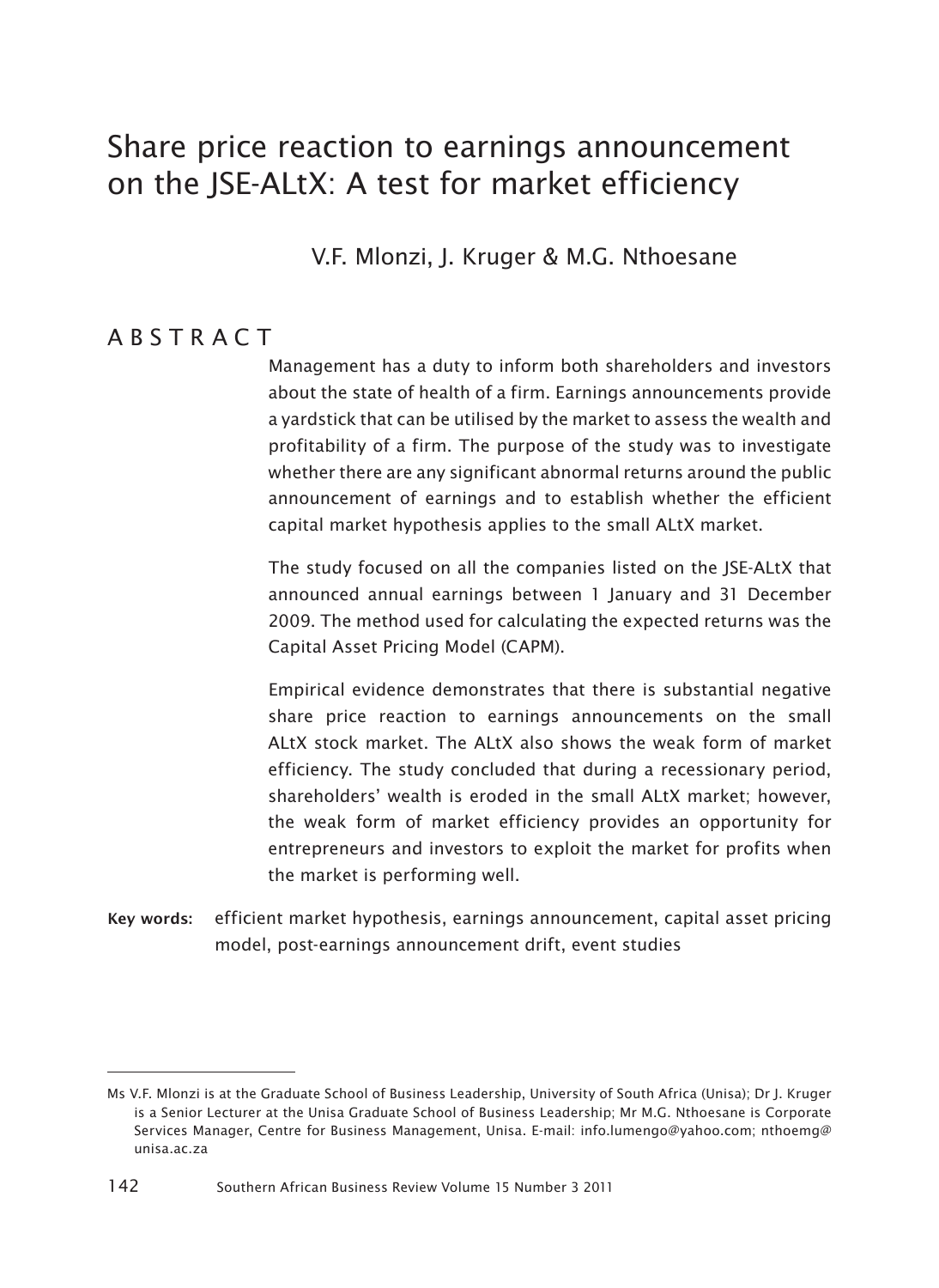# Share price reaction to earnings announcement on the JSE-ALtX: A test for market efficiency

V.F. Mlonzi, J. Kruger & M.G. Nthoesane

## ABSTRACT

Management has a duty to inform both shareholders and investors about the state of health of a firm. Earnings announcements provide a yardstick that can be utilised by the market to assess the wealth and profitability of a firm. The purpose of the study was to investigate whether there are any significant abnormal returns around the public announcement of earnings and to establish whether the efficient capital market hypothesis applies to the small ALtX market.

The study focused on all the companies listed on the JSE-ALtX that announced annual earnings between 1 January and 31 December 2009. The method used for calculating the expected returns was the Capital Asset Pricing Model (CAPM).

Empirical evidence demonstrates that there is substantial negative share price reaction to earnings announcements on the small ALtX stock market. The ALtX also shows the weak form of market efficiency. The study concluded that during a recessionary period, shareholders' wealth is eroded in the small ALtX market; however, the weak form of market efficiency provides an opportunity for entrepreneurs and investors to exploit the market for profits when the market is performing well.

**Key words:** efficient market hypothesis, earnings announcement, capital asset pricing model, post-earnings announcement drift, event studies

---

Ms V.F. Mlonzi is at the Graduate School of Business Leadership, University of South Africa (Unisa); Dr J. Kruger is a Senior Lecturer at the Unisa Graduate School of Business Leadership; Mr M.G. Nthoesane is Corporate Services Manager, Centre for Business Management, Unisa. E-mail: info.lumengo@yahoo.com; nthoemg@unisa.ac.za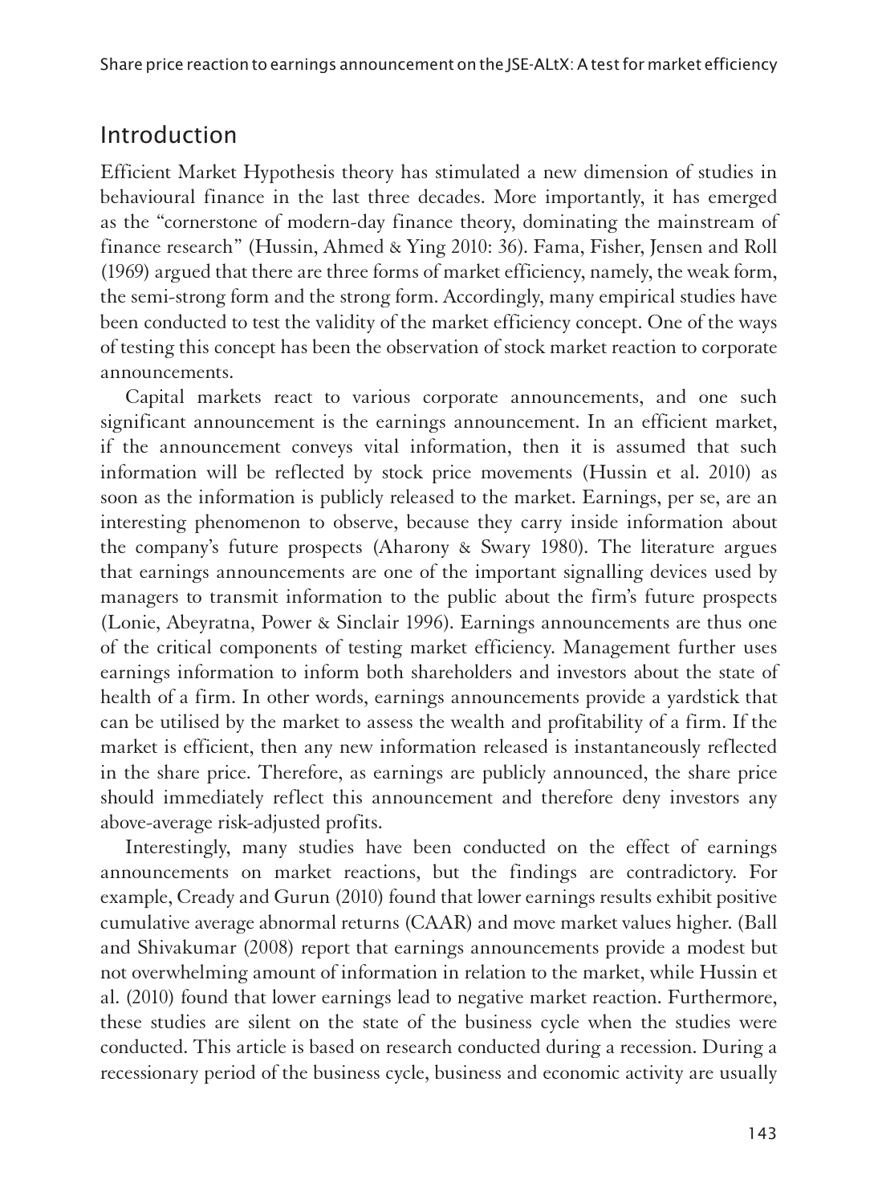## Introduction

Efficient Market Hypothesis theory has stimulated a new dimension of studies in behavioural finance in the last three decades. More importantly, it has emerged as the "cornerstone of modern-day finance theory, dominating the mainstream of finance research" (Hussin, Ahmed & Ying 2010: 36). Fama, Fisher, Jensen and Roll (1969) argued that there are three forms of market efficiency, namely, the weak form, the semi-strong form and the strong form. Accordingly, many empirical studies have been conducted to test the validity of the market efficiency concept. One of the ways of testing this concept has been the observation of stock market reaction to corporate announcements.

Capital markets react to various corporate announcements, and one such significant announcement is the earnings announcement. In an efficient market, if the announcement conveys vital information, then it is assumed that such information will be reflected by stock price movements (Hussin et al. 2010) as soon as the information is publicly released to the market. Earnings, per se, are an interesting phenomenon to observe, because they carry inside information about the company's future prospects (Aharony & Swary 1980). The literature argues that earnings announcements are one of the important signalling devices used by managers to transmit information to the public about the firm's future prospects (Lonie, Abeyratna, Power & Sinclair 1996). Earnings announcements are thus one of the critical components of testing market efficiency. Management further uses earnings information to inform both shareholders and investors about the state of health of a firm. In other words, earnings announcements provide a yardstick that can be utilised by the market to assess the wealth and profitability of a firm. If the market is efficient, then any new information released is instantaneously reflected in the share price. Therefore, as earnings are publicly announced, the share price should immediately reflect this announcement and therefore deny investors any above-average risk-adjusted profits.

Interestingly, many studies have been conducted on the effect of earnings announcements on market reactions, but the findings are contradictory. For example, Cready and Gurun (2010) found that lower earnings results exhibit positive cumulative average abnormal returns (CAAR) and move market values higher. (Ball and Shivakumar (2008) report that earnings announcements provide a modest but not overwhelming amount of information in relation to the market, while Hussin et al. (2010) found that lower earnings lead to negative market reaction. Furthermore, these studies are silent on the state of the business cycle when the studies were conducted. This article is based on research conducted during a recession. During a recessionary period of the business cycle, business and economic activity are usually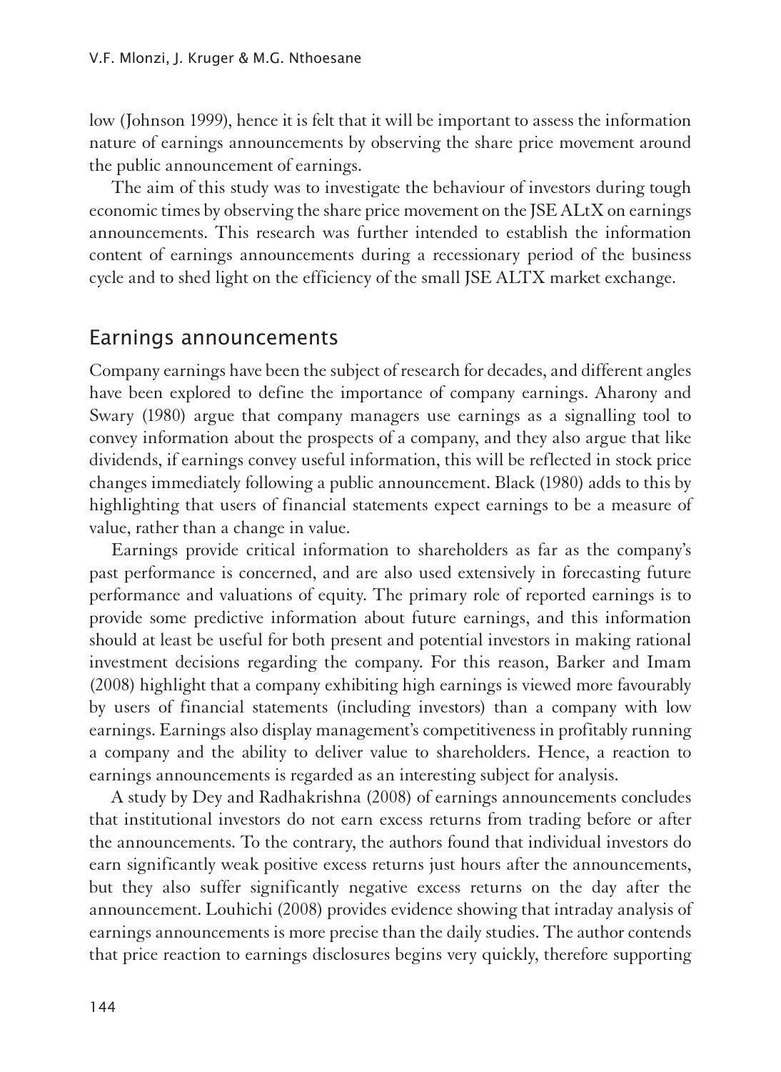low (Johnson 1999), hence it is felt that it will be important to assess the information nature of earnings announcements by observing the share price movement around the public announcement of earnings.

The aim of this study was to investigate the behaviour of investors during tough economic times by observing the share price movement on the JSE ALtX on earnings announcements. This research was further intended to establish the information content of earnings announcements during a recessionary period of the business cycle and to shed light on the efficiency of the small JSE ALTX market exchange.

## Earnings announcements

Company earnings have been the subject of research for decades, and different angles have been explored to define the importance of company earnings. Aharony and Swary (1980) argue that company managers use earnings as a signalling tool to convey information about the prospects of a company, and they also argue that like dividends, if earnings convey useful information, this will be reflected in stock price changes immediately following a public announcement. Black (1980) adds to this by highlighting that users of financial statements expect earnings to be a measure of value, rather than a change in value.

Earnings provide critical information to shareholders as far as the company's past performance is concerned, and are also used extensively in forecasting future performance and valuations of equity. The primary role of reported earnings is to provide some predictive information about future earnings, and this information should at least be useful for both present and potential investors in making rational investment decisions regarding the company. For this reason, Barker and Imam (2008) highlight that a company exhibiting high earnings is viewed more favourably by users of financial statements (including investors) than a company with low earnings. Earnings also display management's competitiveness in profitably running a company and the ability to deliver value to shareholders. Hence, a reaction to earnings announcements is regarded as an interesting subject for analysis.

A study by Dey and Radhakrishna (2008) of earnings announcements concludes that institutional investors do not earn excess returns from trading before or after the announcements. To the contrary, the authors found that individual investors do earn significantly weak positive excess returns just hours after the announcements, but they also suffer significantly negative excess returns on the day after the announcement. Louhichi (2008) provides evidence showing that intraday analysis of earnings announcements is more precise than the daily studies. The author contends that price reaction to earnings disclosures begins very quickly, therefore supporting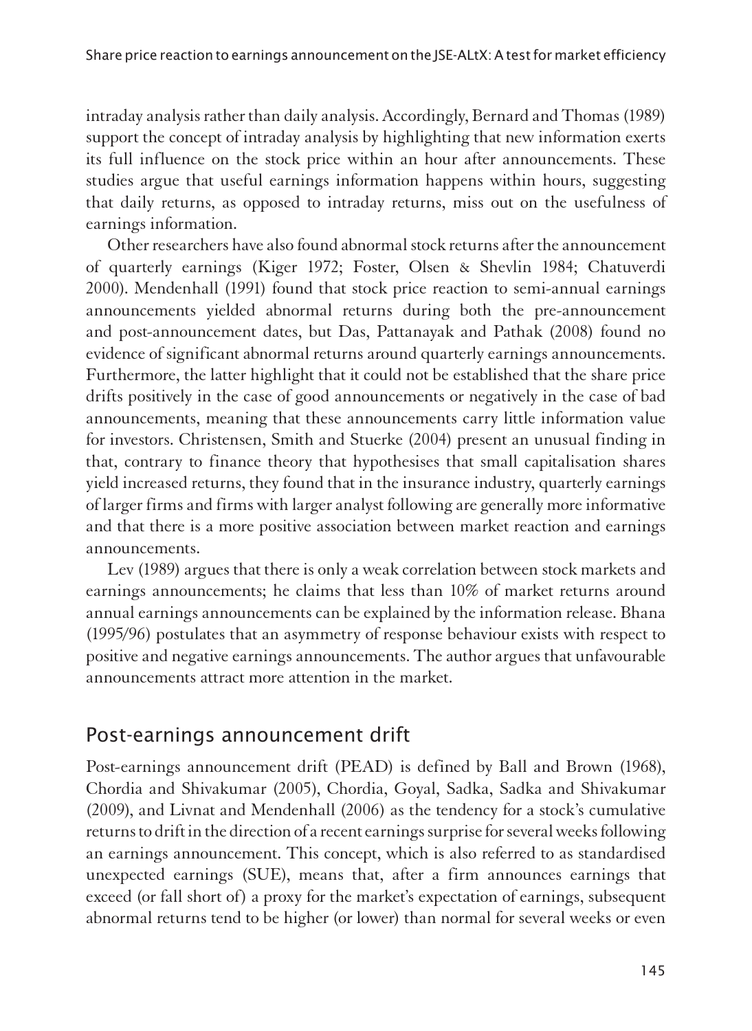intraday analysis rather than daily analysis. Accordingly, Bernard and Thomas (1989) support the concept of intraday analysis by highlighting that new information exerts its full influence on the stock price within an hour after announcements. These studies argue that useful earnings information happens within hours, suggesting that daily returns, as opposed to intraday returns, miss out on the usefulness of earnings information.

Other researchers have also found abnormal stock returns after the announcement of quarterly earnings (Kiger 1972; Foster, Olsen & Shevlin 1984; Chatuverdi 2000). Mendenhall (1991) found that stock price reaction to semi-annual earnings announcements yielded abnormal returns during both the pre-announcement and post-announcement dates, but Das, Pattanayak and Pathak (2008) found no evidence of significant abnormal returns around quarterly earnings announcements. Furthermore, the latter highlight that it could not be established that the share price drifts positively in the case of good announcements or negatively in the case of bad announcements, meaning that these announcements carry little information value for investors. Christensen, Smith and Stuerke (2004) present an unusual finding in that, contrary to finance theory that hypothesises that small capitalisation shares yield increased returns, they found that in the insurance industry, quarterly earnings of larger firms and firms with larger analyst following are generally more informative and that there is a more positive association between market reaction and earnings announcements.

Lev (1989) argues that there is only a weak correlation between stock markets and earnings announcements; he claims that less than 10% of market returns around annual earnings announcements can be explained by the information release. Bhana (1995/96) postulates that an asymmetry of response behaviour exists with respect to positive and negative earnings announcements. The author argues that unfavourable announcements attract more attention in the market.

## Post-earnings announcement drift

Post-earnings announcement drift (PEAD) is defined by Ball and Brown (1968), Chordia and Shivakumar (2005), Chordia, Goyal, Sadka, Sadka and Shivakumar (2009), and Livnat and Mendenhall (2006) as the tendency for a stock's cumulative returns to drift in the direction of a recent earnings surprise for several weeks following an earnings announcement. This concept, which is also referred to as standardised unexpected earnings (SUE), means that, after a firm announces earnings that exceed (or fall short of) a proxy for the market's expectation of earnings, subsequent abnormal returns tend to be higher (or lower) than normal for several weeks or even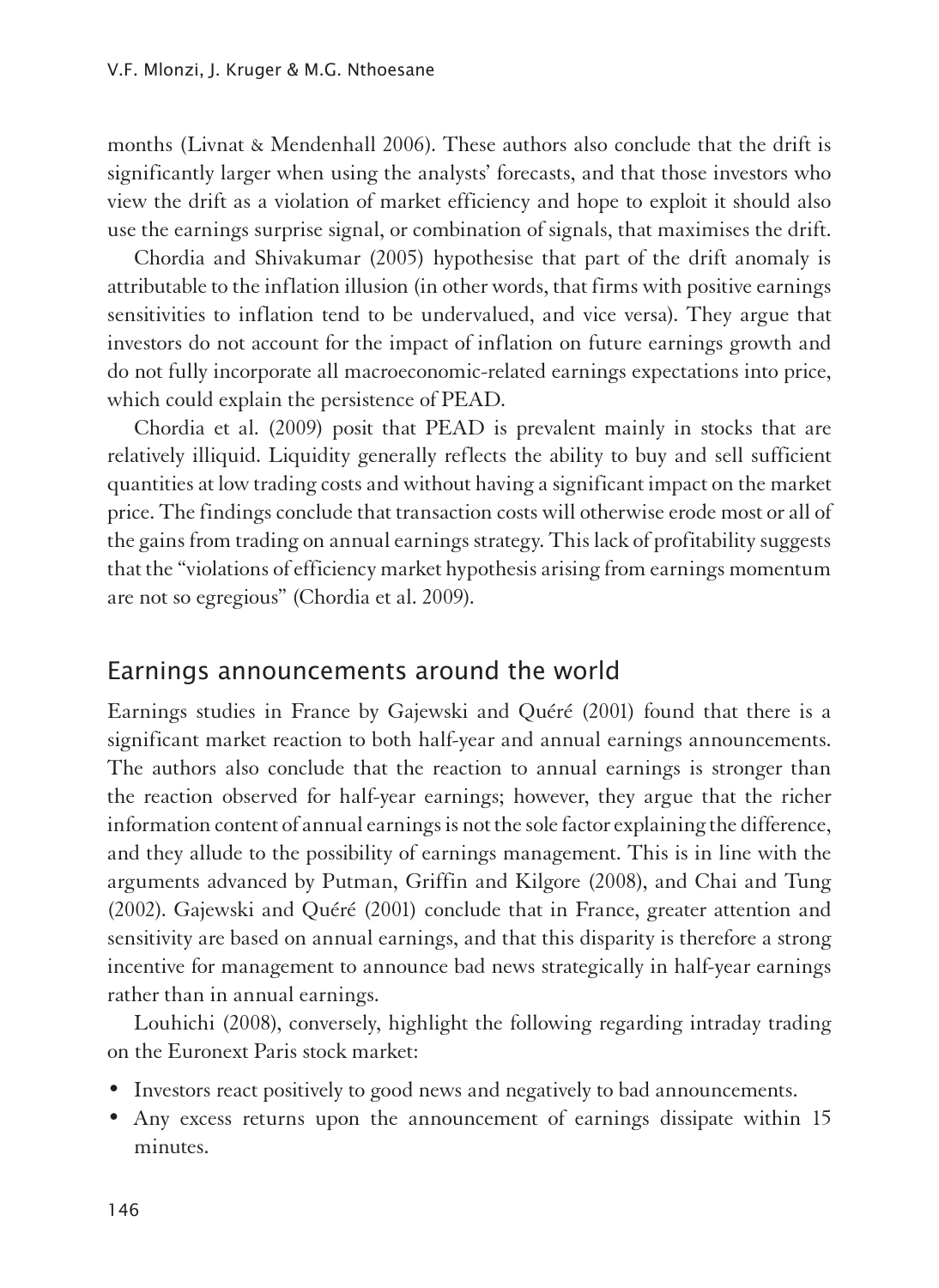months (Livnat & Mendenhall 2006). These authors also conclude that the drift is significantly larger when using the analysts' forecasts, and that those investors who view the drift as a violation of market efficiency and hope to exploit it should also use the earnings surprise signal, or combination of signals, that maximises the drift.

Chordia and Shivakumar (2005) hypothesise that part of the drift anomaly is attributable to the inflation illusion (in other words, that firms with positive earnings sensitivities to inflation tend to be undervalued, and vice versa). They argue that investors do not account for the impact of inflation on future earnings growth and do not fully incorporate all macroeconomic-related earnings expectations into price, which could explain the persistence of PEAD.

Chordia et al. (2009) posit that PEAD is prevalent mainly in stocks that are relatively illiquid. Liquidity generally reflects the ability to buy and sell sufficient quantities at low trading costs and without having a significant impact on the market price. The findings conclude that transaction costs will otherwise erode most or all of the gains from trading on annual earnings strategy. This lack of profitability suggests that the "violations of efficiency market hypothesis arising from earnings momentum are not so egregious" (Chordia et al. 2009).

## Earnings announcements around the world

Earnings studies in France by Gajewski and Quéré (2001) found that there is a significant market reaction to both half-year and annual earnings announcements. The authors also conclude that the reaction to annual earnings is stronger than the reaction observed for half-year earnings; however, they argue that the richer information content of annual earnings is not the sole factor explaining the difference, and they allude to the possibility of earnings management. This is in line with the arguments advanced by Putman, Griffin and Kilgore (2008), and Chai and Tung (2002). Gajewski and Quéré (2001) conclude that in France, greater attention and sensitivity are based on annual earnings, and that this disparity is therefore a strong incentive for management to announce bad news strategically in half-year earnings rather than in annual earnings.

Louhichi (2008), conversely, highlight the following regarding intraday trading on the Euronext Paris stock market:

- Investors react positively to good news and negatively to bad announcements.
- Any excess returns upon the announcement of earnings dissipate within 15 minutes.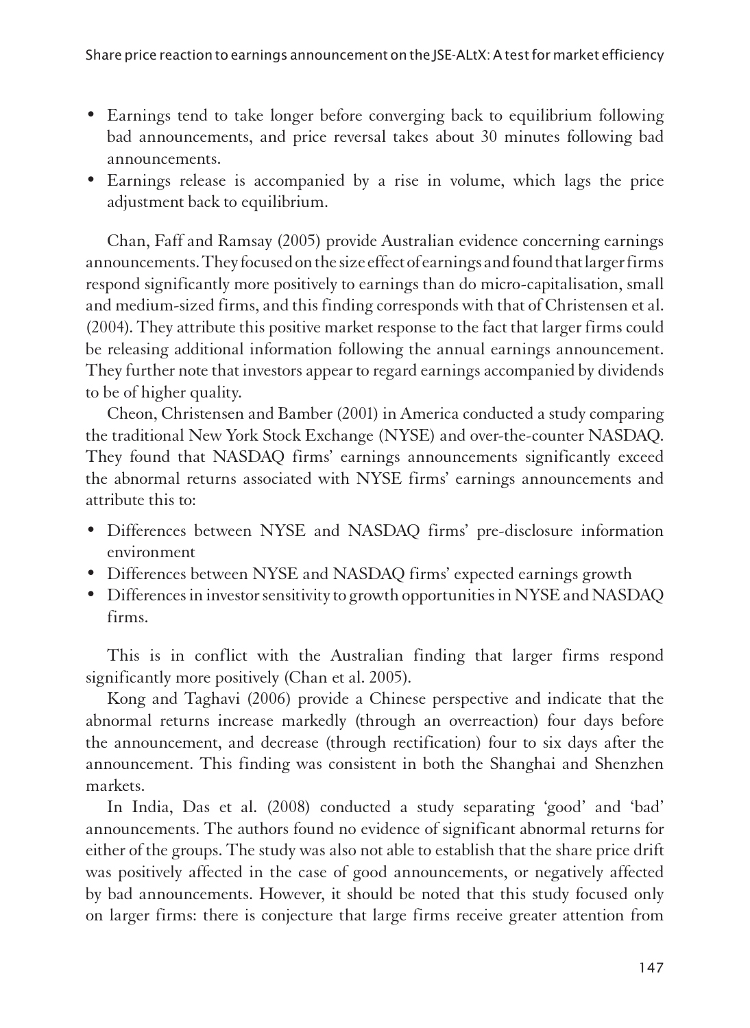- Earnings tend to take longer before converging back to equilibrium following bad announcements, and price reversal takes about 30 minutes following bad announcements.
- Earnings release is accompanied by a rise in volume, which lags the price adjustment back to equilibrium.

Chan, Faff and Ramsay (2005) provide Australian evidence concerning earnings announcements. They focused on the size effect of earnings and found that larger firms respond significantly more positively to earnings than do micro-capitalisation, small and medium-sized firms, and this finding corresponds with that of Christensen et al. (2004). They attribute this positive market response to the fact that larger firms could be releasing additional information following the annual earnings announcement. They further note that investors appear to regard earnings accompanied by dividends to be of higher quality.

Cheon, Christensen and Bamber (2001) in America conducted a study comparing the traditional New York Stock Exchange (NYSE) and over-the-counter NASDAQ. They found that NASDAQ firms' earnings announcements significantly exceed the abnormal returns associated with NYSE firms' earnings announcements and attribute this to:

- Differences between NYSE and NASDAQ firms' pre-disclosure information environment
- Differences between NYSE and NASDAQ firms' expected earnings growth
- Differences in investor sensitivity to growth opportunities in NYSE and NASDAQ firms.

This is in conflict with the Australian finding that larger firms respond significantly more positively (Chan et al. 2005).

Kong and Taghavi (2006) provide a Chinese perspective and indicate that the abnormal returns increase markedly (through an overreaction) four days before the announcement, and decrease (through rectification) four to six days after the announcement. This finding was consistent in both the Shanghai and Shenzhen markets.

In India, Das et al. (2008) conducted a study separating 'good' and 'bad' announcements. The authors found no evidence of significant abnormal returns for either of the groups. The study was also not able to establish that the share price drift was positively affected in the case of good announcements, or negatively affected by bad announcements. However, it should be noted that this study focused only on larger firms: there is conjecture that large firms receive greater attention from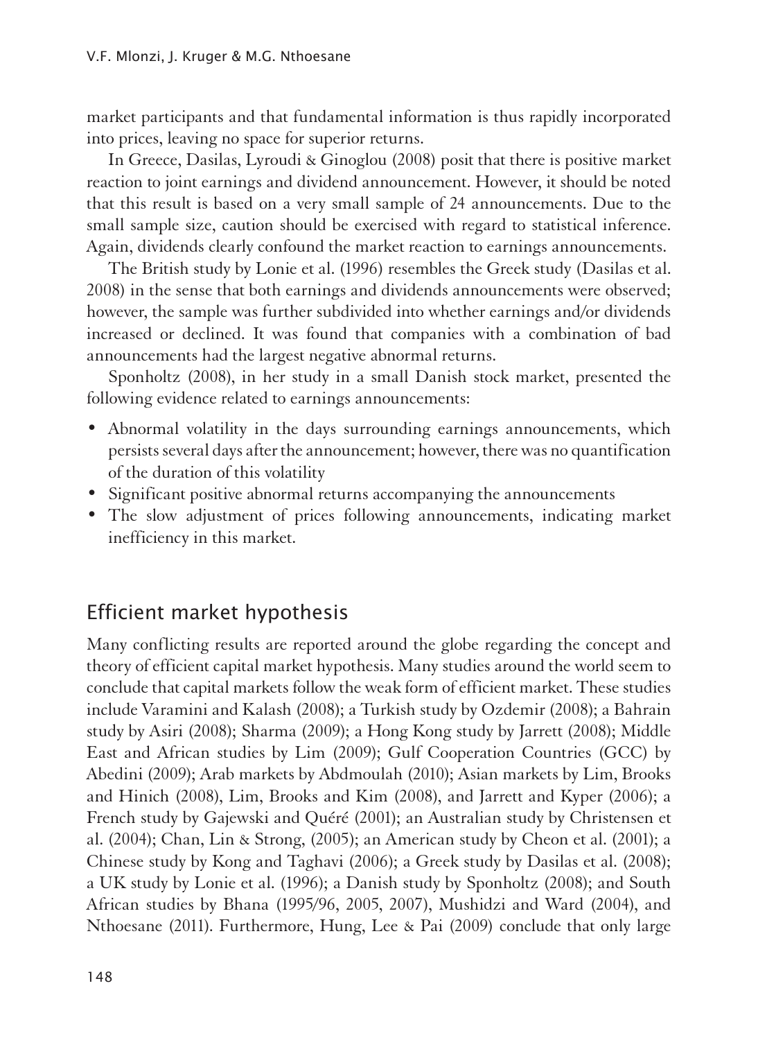market participants and that fundamental information is thus rapidly incorporated into prices, leaving no space for superior returns.

In Greece, Dasilas, Lyroudi & Ginoglou (2008) posit that there is positive market reaction to joint earnings and dividend announcement. However, it should be noted that this result is based on a very small sample of 24 announcements. Due to the small sample size, caution should be exercised with regard to statistical inference. Again, dividends clearly confound the market reaction to earnings announcements.

The British study by Lonie et al. (1996) resembles the Greek study (Dasilas et al. 2008) in the sense that both earnings and dividends announcements were observed; however, the sample was further subdivided into whether earnings and/or dividends increased or declined. It was found that companies with a combination of bad announcements had the largest negative abnormal returns.

Sponholtz (2008), in her study in a small Danish stock market, presented the following evidence related to earnings announcements:

- Abnormal volatility in the days surrounding earnings announcements, which persists several days after the announcement; however, there was no quantification of the duration of this volatility
- Significant positive abnormal returns accompanying the announcements
- The slow adjustment of prices following announcements, indicating market inefficiency in this market.

## Efficient market hypothesis

Many conflicting results are reported around the globe regarding the concept and theory of efficient capital market hypothesis. Many studies around the world seem to conclude that capital markets follow the weak form of efficient market. These studies include Varamini and Kalash (2008); a Turkish study by Ozdemir (2008); a Bahrain study by Asiri (2008); Sharma (2009); a Hong Kong study by Jarrett (2008); Middle East and African studies by Lim (2009); Gulf Cooperation Countries (GCC) by Abedini (2009); Arab markets by Abdmoulah (2010); Asian markets by Lim, Brooks and Hinich (2008), Lim, Brooks and Kim (2008), and Jarrett and Kyper (2006); a French study by Gajewski and Quéré (2001); an Australian study by Christensen et al. (2004); Chan, Lin & Strong, (2005); an American study by Cheon et al. (2001); a Chinese study by Kong and Taghavi (2006); a Greek study by Dasilas et al. (2008); a UK study by Lonie et al. (1996); a Danish study by Sponholtz (2008); and South African studies by Bhana (1995/96, 2005, 2007), Mushidzi and Ward (2004), and Nthoesane (2011). Furthermore, Hung, Lee & Pai (2009) conclude that only large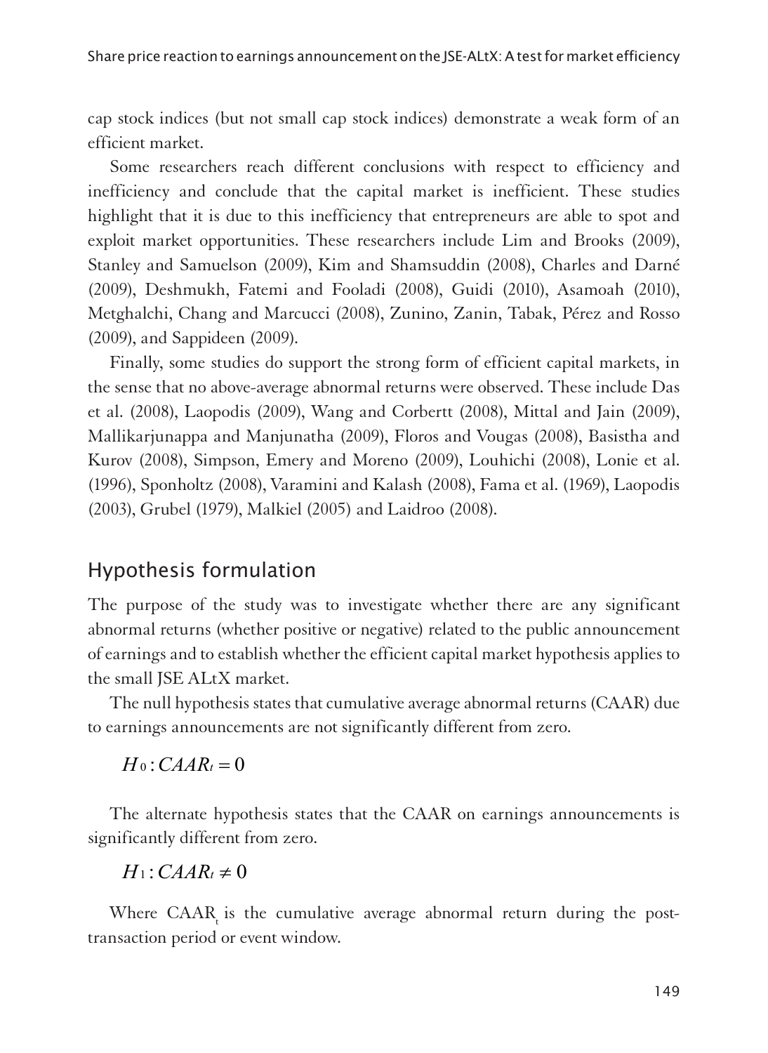cap stock indices (but not small cap stock indices) demonstrate a weak form of an efficient market.

Some researchers reach different conclusions with respect to efficiency and inefficiency and conclude that the capital market is inefficient. These studies highlight that it is due to this inefficiency that entrepreneurs are able to spot and exploit market opportunities. These researchers include Lim and Brooks (2009), Stanley and Samuelson (2009), Kim and Shamsuddin (2008), Charles and Darné (2009), Deshmukh, Fatemi and Fooladi (2008), Guidi (2010), Asamoah (2010), Metghalchi, Chang and Marcucci (2008), Zunino, Zanin, Tabak, Pérez and Rosso (2009), and Sappideen (2009).

Finally, some studies do support the strong form of efficient capital markets, in the sense that no above-average abnormal returns were observed. These include Das et al. (2008), Laopodis (2009), Wang and Corbertt (2008), Mittal and Jain (2009), Mallikarjunappa and Manjunatha (2009), Floros and Vougas (2008), Basistha and Kurov (2008), Simpson, Emery and Moreno (2009), Louhichi (2008), Lonie et al. (1996), Sponholtz (2008), Varamini and Kalash (2008), Fama et al. (1969), Laopodis (2003), Grubel (1979), Malkiel (2005) and Laidroo (2008).

## Hypothesis formulation

The purpose of the study was to investigate whether there are any significant abnormal returns (whether positive or negative) related to the public announcement of earnings and to establish whether the efficient capital market hypothesis applies to the small JSE ALtX market.

The null hypothesis states that cumulative average abnormal returns (CAAR) due to earnings announcements are not significantly different from zero.

$$H_0 : CAAR_t = 0$$

The alternate hypothesis states that the CAAR on earnings announcements is significantly different from zero.

$$H_1 : CAAR_t \neq 0$$

Where $CAAR_t$ is the cumulative average abnormal return during the post-transaction period or event window.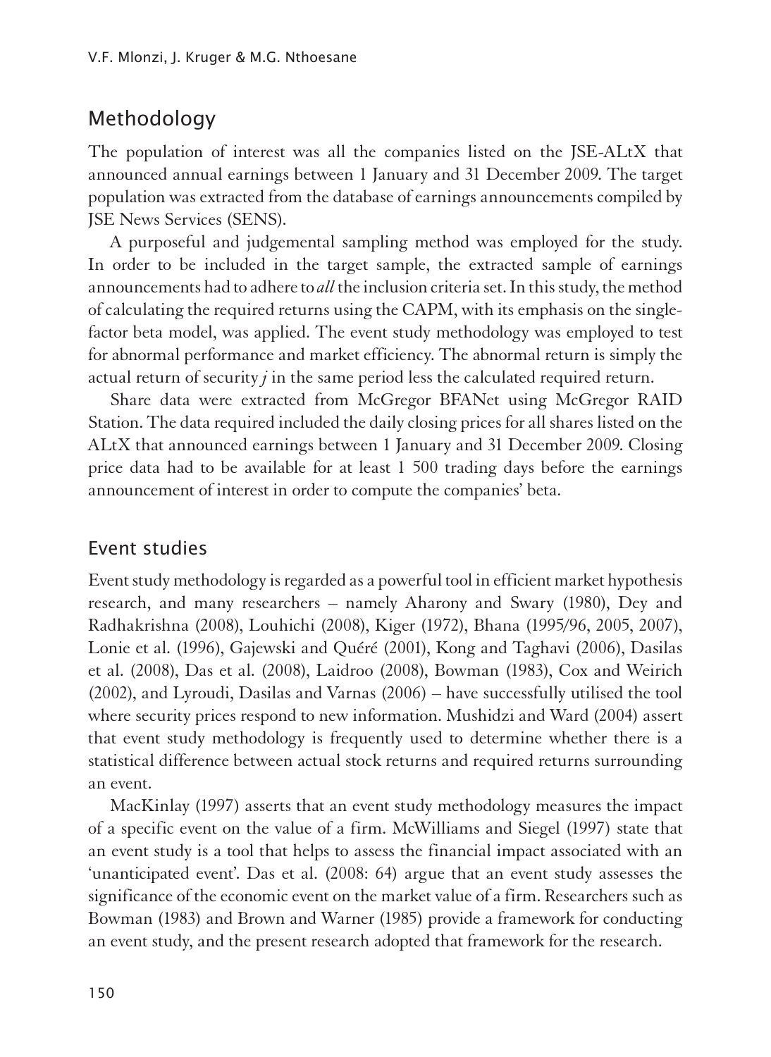## Methodology

The population of interest was all the companies listed on the JSE-ALtX that announced annual earnings between 1 January and 31 December 2009. The target population was extracted from the database of earnings announcements compiled by JSE News Services (SENS).

A purposeful and judgemental sampling method was employed for the study. In order to be included in the target sample, the extracted sample of earnings announcements had to adhere to *all* the inclusion criteria set. In this study, the method of calculating the required returns using the CAPM, with its emphasis on the single-factor beta model, was applied. The event study methodology was employed to test for abnormal performance and market efficiency. The abnormal return is simply the actual return of security $j$ in the same period less the calculated required return.

Share data were extracted from McGregor BFANet using McGregor RAID Station. The data required included the daily closing prices for all shares listed on the ALtX that announced earnings between 1 January and 31 December 2009. Closing price data had to be available for at least 1 500 trading days before the earnings announcement of interest in order to compute the companies' beta.

## Event studies

Event study methodology is regarded as a powerful tool in efficient market hypothesis research, and many researchers – namely Aharony and Swary (1980), Dey and Radhakrishna (2008), Louhichi (2008), Kiger (1972), Bhana (1995/96, 2005, 2007), Lonie et al. (1996), Gajewski and Quéré (2001), Kong and Taghavi (2006), Dasilas et al. (2008), Das et al. (2008), Laidroo (2008), Bowman (1983), Cox and Weirich (2002), and Lyroudi, Dasilas and Varnas (2006) – have successfully utilised the tool where security prices respond to new information. Mushidzi and Ward (2004) assert that event study methodology is frequently used to determine whether there is a statistical difference between actual stock returns and required returns surrounding an event.

MacKinlay (1997) asserts that an event study methodology measures the impact of a specific event on the value of a firm. McWilliams and Siegel (1997) state that an event study is a tool that helps to assess the financial impact associated with an 'unanticipated event'. Das et al. (2008: 64) argue that an event study assesses the significance of the economic event on the market value of a firm. Researchers such as Bowman (1983) and Brown and Warner (1985) provide a framework for conducting an event study, and the present research adopted that framework for the research.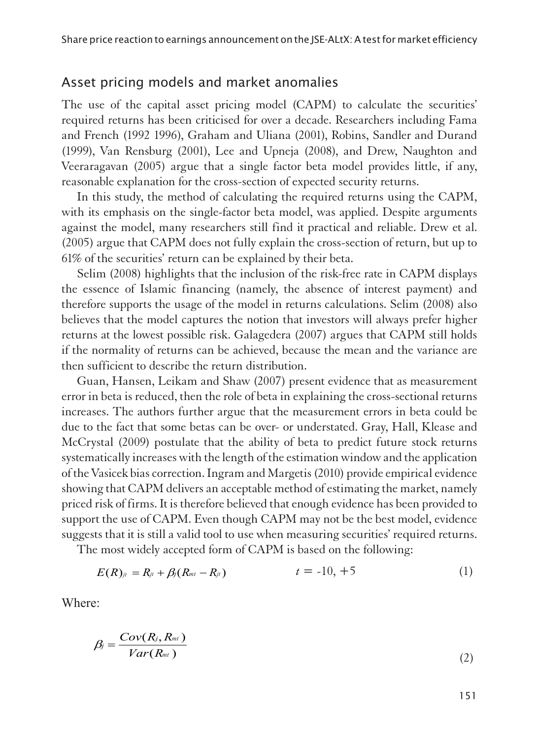## Asset pricing models and market anomalies

The use of the capital asset pricing model (CAPM) to calculate the securities' required returns has been criticised for over a decade. Researchers including Fama and French (1992 1996), Graham and Uliana (2001), Robins, Sandler and Durand (1999), Van Rensburg (2001), Lee and Upneja (2008), and Drew, Naughton and Veeraragavan (2005) argue that a single factor beta model provides little, if any, reasonable explanation for the cross-section of expected security returns.

In this study, the method of calculating the required returns using the CAPM, with its emphasis on the single-factor beta model, was applied. Despite arguments against the model, many researchers still find it practical and reliable. Drew et al. (2005) argue that CAPM does not fully explain the cross-section of return, but up to 61% of the securities' return can be explained by their beta.

Selim (2008) highlights that the inclusion of the risk-free rate in CAPM displays the essence of Islamic financing (namely, the absence of interest payment) and therefore supports the usage of the model in returns calculations. Selim (2008) also believes that the model captures the notion that investors will always prefer higher returns at the lowest possible risk. Galagedera (2007) argues that CAPM still holds if the normality of returns can be achieved, because the mean and the variance are then sufficient to describe the return distribution.

Guan, Hansen, Leikam and Shaw (2007) present evidence that as measurement error in beta is reduced, then the role of beta in explaining the cross-sectional returns increases. The authors further argue that the measurement errors in beta could be due to the fact that some betas can be over- or understated. Gray, Hall, Klease and McCrystal (2009) postulate that the ability of beta to predict future stock returns systematically increases with the length of the estimation window and the application of the Vasicek bias correction. Ingram and Margetis (2010) provide empirical evidence showing that CAPM delivers an acceptable method of estimating the market, namely priced risk of firms. It is therefore believed that enough evidence has been provided to support the use of CAPM. Even though CAPM may not be the best model, evidence suggests that it is still a valid tool to use when measuring securities' required returns.

The most widely accepted form of CAPM is based on the following:

$$E(R)_{jt} = R_{jt} + \beta_j(R_{mt} - R_{jt}) \qquad t = -10, +5 \tag{1}$$

Where:

$$\beta_j = \frac{Cov(R_j, R_{mt})}{Var(R_{mt})} \tag{2}$$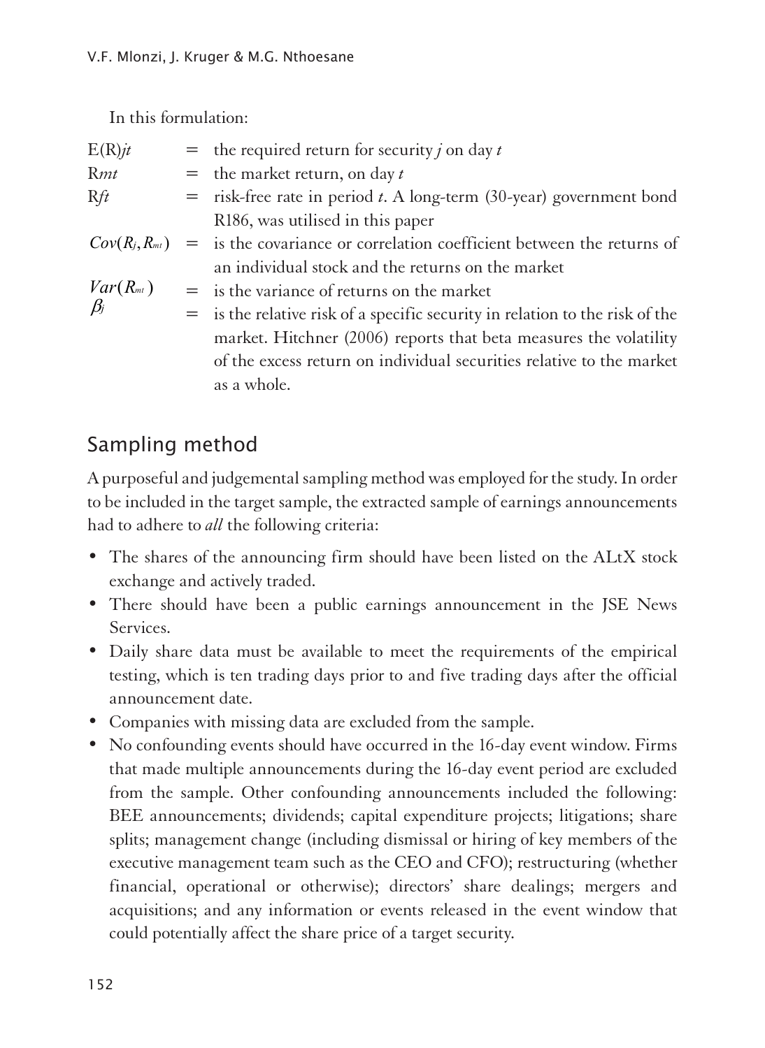In this formulation:

$E(R)_{jt}$ = the required return for security $j$ on day $t$

$R_{mt}$ = the market return, on day $t$

$R_{ft}$ = risk-free rate in period $t$. A long-term (30-year) government bond R186, was utilised in this paper

$Cov(R_j, R_{mt})$ = is the covariance or correlation coefficient between the returns of an individual stock and the returns on the market

$Var(R_{mt})$ = is the variance of returns on the market

$\beta_j$ = is the relative risk of a specific security in relation to the risk of the market. Hitchner (2006) reports that beta measures the volatility of the excess return on individual securities relative to the market as a whole.

## Sampling method

A purposeful and judgemental sampling method was employed for the study. In order to be included in the target sample, the extracted sample of earnings announcements had to adhere to *all* the following criteria:

- The shares of the announcing firm should have been listed on the ALtX stock exchange and actively traded.
- There should have been a public earnings announcement in the JSE News Services.
- Daily share data must be available to meet the requirements of the empirical testing, which is ten trading days prior to and five trading days after the official announcement date.
- Companies with missing data are excluded from the sample.
- No confounding events should have occurred in the 16-day event window. Firms that made multiple announcements during the 16-day event period are excluded from the sample. Other confounding announcements included the following: BEE announcements; dividends; capital expenditure projects; litigations; share splits; management change (including dismissal or hiring of key members of the executive management team such as the CEO and CFO); restructuring (whether financial, operational or otherwise); directors' share dealings; mergers and acquisitions; and any information or events released in the event window that could potentially affect the share price of a target security.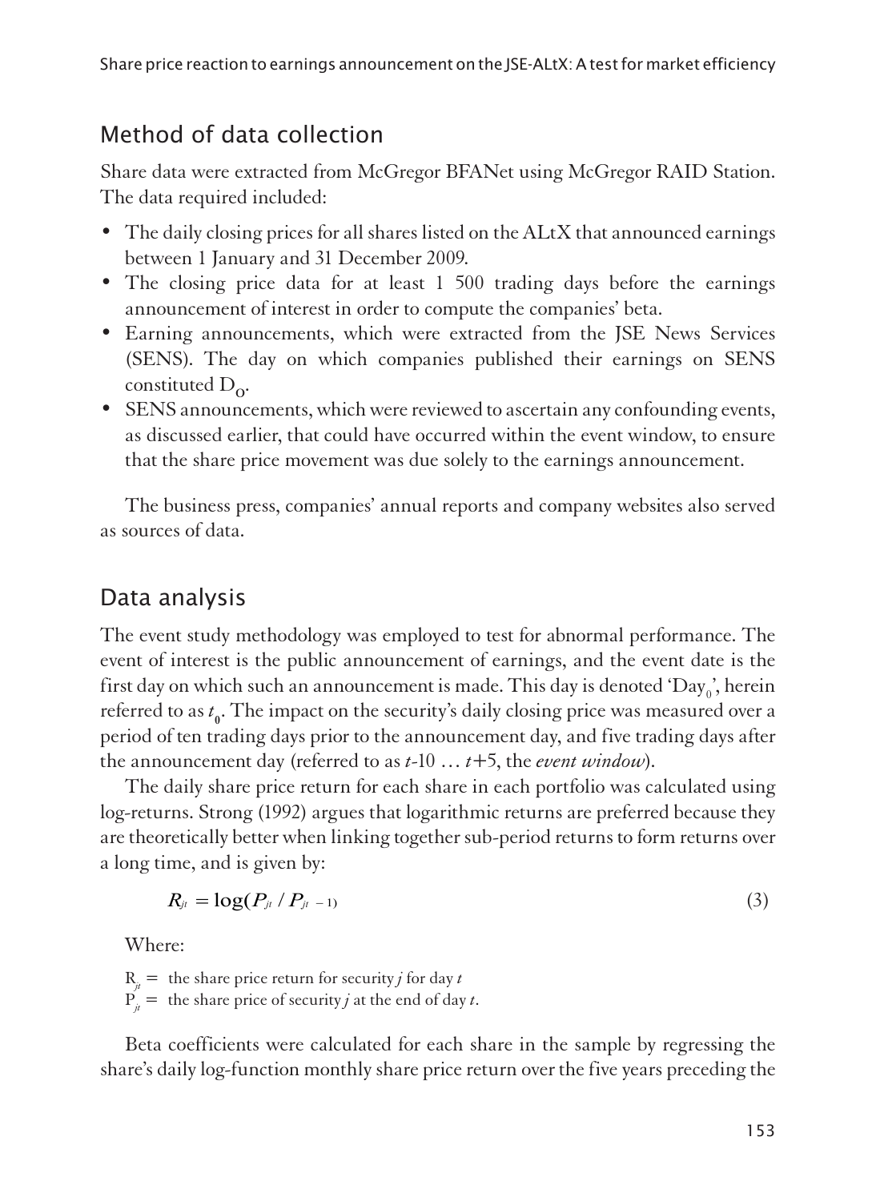## Method of data collection

Share data were extracted from McGregor BFANet using McGregor RAID Station. The data required included:

- The daily closing prices for all shares listed on the ALtX that announced earnings between 1 January and 31 December 2009.
- The closing price data for at least 1 500 trading days before the earnings announcement of interest in order to compute the companies' beta.
- Earning announcements, which were extracted from the JSE News Services (SENS). The day on which companies published their earnings on SENS constituted $D_O$.
- SENS announcements, which were reviewed to ascertain any confounding events, as discussed earlier, that could have occurred within the event window, to ensure that the share price movement was due solely to the earnings announcement.

The business press, companies' annual reports and company websites also served as sources of data.

## Data analysis

The event study methodology was employed to test for abnormal performance. The event of interest is the public announcement of earnings, and the event date is the first day on which such an announcement is made. This day is denoted '$\text{Day}_0$', herein referred to as $t_0$. The impact on the security's daily closing price was measured over a period of ten trading days prior to the announcement day, and five trading days after the announcement day (referred to as $t$-10 … $t$+5, the *event window*).

The daily share price return for each share in each portfolio was calculated using log-returns. Strong (1992) argues that logarithmic returns are preferred because they are theoretically better when linking together sub-period returns to form returns over a long time, and is given by:

$$R_{jt} = \log(P_{jt} / P_{jt-1}) \tag{3}$$

Where:

$R_{jt}$ = the share price return for security $j$ for day $t$
$P_{jt}$ = the share price of security $j$ at the end of day $t$.

Beta coefficients were calculated for each share in the sample by regressing the share's daily log-function monthly share price return over the five years preceding the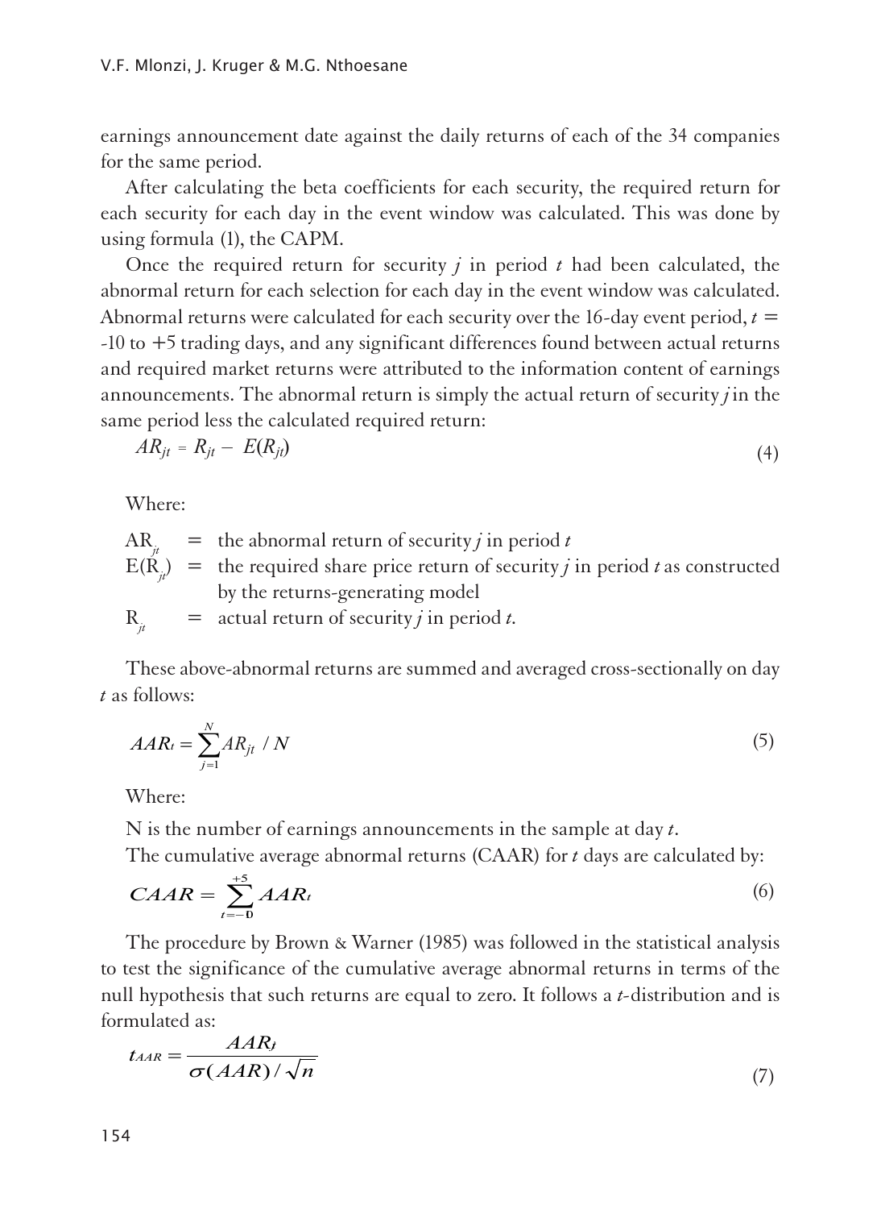earnings announcement date against the daily returns of each of the 34 companies for the same period.

After calculating the beta coefficients for each security, the required return for each security for each day in the event window was calculated. This was done by using formula (1), the CAPM.

Once the required return for security $j$ in period $t$ had been calculated, the abnormal return for each selection for each day in the event window was calculated. Abnormal returns were calculated for each security over the 16-day event period, $t$ = -10 to +5 trading days, and any significant differences found between actual returns and required market returns were attributed to the information content of earnings announcements. The abnormal return is simply the actual return of security $j$ in the same period less the calculated required return:

$$AR_{jt} = R_{jt} - E(R_{jt}) \tag{4}$$

Where:

$AR_{jt}$ = the abnormal return of security $j$ in period $t$

$E(R_{jt})$ = the required share price return of security $j$ in period $t$ as constructed by the returns-generating model

$R_{jt}$ = actual return of security $j$ in period $t$.

These above-abnormal returns are summed and averaged cross-sectionally on day $t$ as follows:

$$AAR_t = \sum_{j=1}^{N} AR_{jt} \ / \ N \tag{5}$$

Where:

N is the number of earnings announcements in the sample at day $t$.

The cumulative average abnormal returns (CAAR) for $t$ days are calculated by:

$$CAAR = \sum_{t=-10}^{+5} AAR_t \tag{6}$$

The procedure by Brown & Warner (1985) was followed in the statistical analysis to test the significance of the cumulative average abnormal returns in terms of the null hypothesis that such returns are equal to zero. It follows a $t$-distribution and is formulated as:

$$t_{AAR} = \frac{AAR_t}{\sigma(AAR)/\sqrt{n}} \tag{7}$$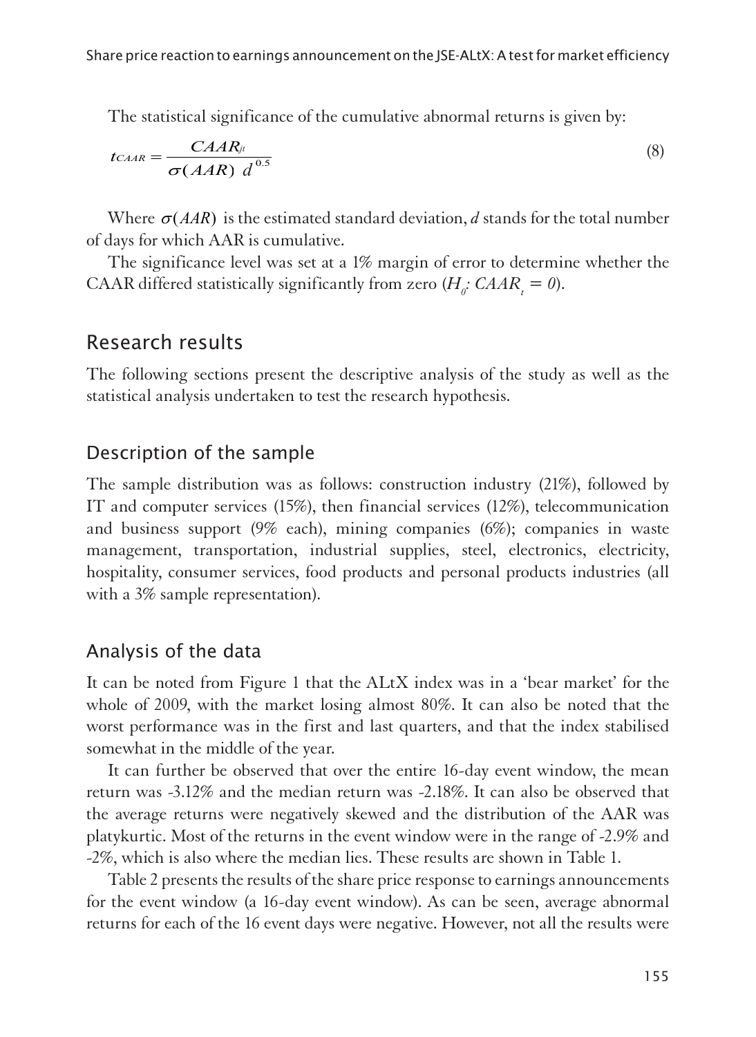The statistical significance of the cumulative abnormal returns is given by:

$$t_{CAAR} = \frac{CAAR_{jt}}{\sigma(AAR)\ d^{0.5}} \tag{8}$$

Where $\sigma(AAR)$ is the estimated standard deviation, $d$ stands for the total number of days for which AAR is cumulative.

The significance level was set at a 1% margin of error to determine whether the CAAR differed statistically significantly from zero ($H_0$: $CAAR_t = 0$).

## Research results

The following sections present the descriptive analysis of the study as well as the statistical analysis undertaken to test the research hypothesis.

### Description of the sample

The sample distribution was as follows: construction industry (21%), followed by IT and computer services (15%), then financial services (12%), telecommunication and business support (9% each), mining companies (6%); companies in waste management, transportation, industrial supplies, steel, electronics, electricity, hospitality, consumer services, food products and personal products industries (all with a 3% sample representation).

### Analysis of the data

It can be noted from Figure 1 that the ALtX index was in a 'bear market' for the whole of 2009, with the market losing almost 80%. It can also be noted that the worst performance was in the first and last quarters, and that the index stabilised somewhat in the middle of the year.

It can further be observed that over the entire 16-day event window, the mean return was -3.12% and the median return was -2.18%. It can also be observed that the average returns were negatively skewed and the distribution of the AAR was platykurtic. Most of the returns in the event window were in the range of -2.9% and -2%, which is also where the median lies. These results are shown in Table 1.

Table 2 presents the results of the share price response to earnings announcements for the event window (a 16-day event window). As can be seen, average abnormal returns for each of the 16 event days were negative. However, not all the results were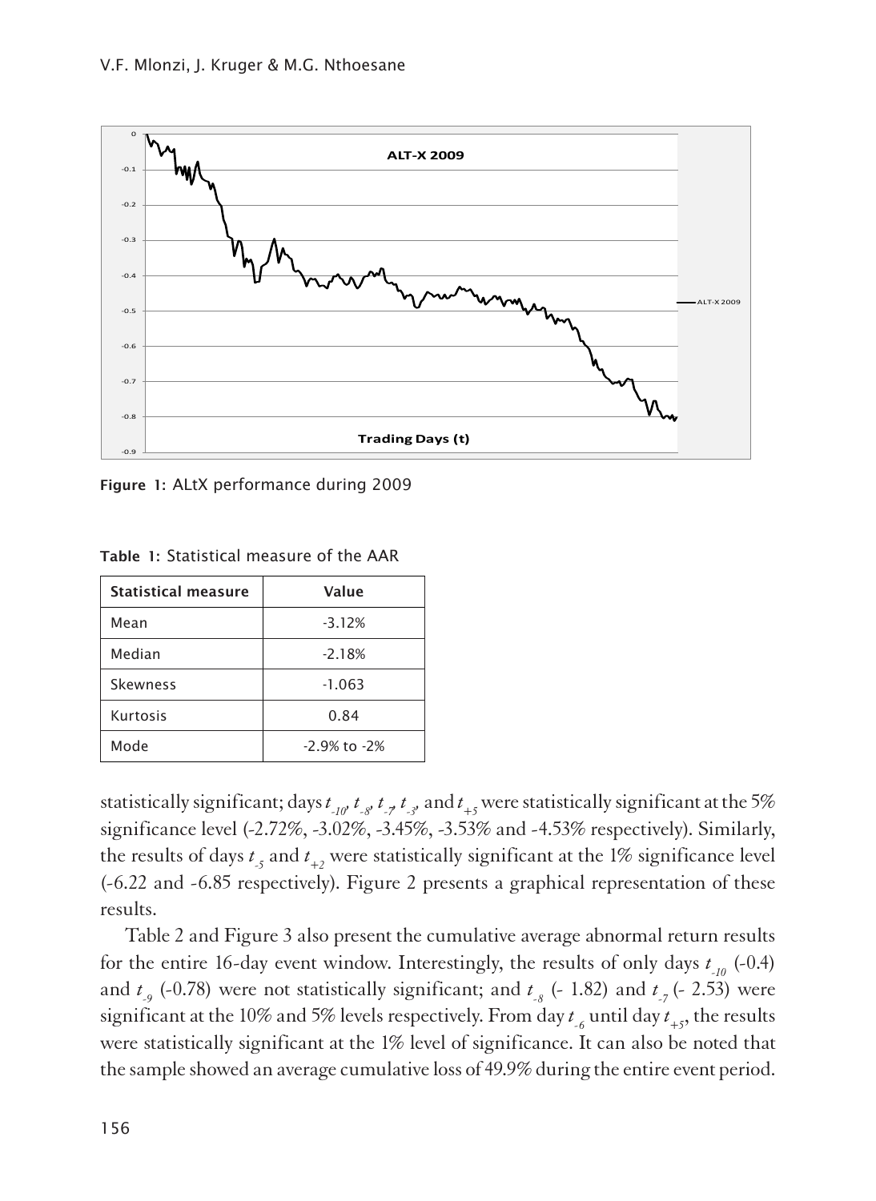Figure 1: ALtX performance during 2009

Table 1: Statistical measure of the AAR

| Statistical measure | Value |
| --- | --- |
| Mean | -3.12% |
| Median | -2.18% |
| Skewness | -1.063 |
| Kurtosis | 0.84 |
| Mode | -2.9% to -2% |

statistically significant; days $t_{-10}$, $t_{-8}$, $t_{-7}$, $t_{-3}$, and $t_{+5}$ were statistically significant at the 5% significance level (-2.72%, -3.02%, -3.45%, -3.53% and -4.53% respectively). Similarly, the results of days $t_{-5}$ and $t_{+2}$ were statistically significant at the 1% significance level (-6.22 and -6.85 respectively). Figure 2 presents a graphical representation of these results.

Table 2 and Figure 3 also present the cumulative average abnormal return results for the entire 16-day event window. Interestingly, the results of only days $t_{-10}$ (-0.4) and $t_{-9}$ (-0.78) were not statistically significant; and $t_{-8}$ (- 1.82) and $t_{-7}$ (- 2.53) were significant at the 10% and 5% levels respectively. From day $t_{-6}$ until day $t_{+5}$, the results were statistically significant at the 1% level of significance. It can also be noted that the sample showed an average cumulative loss of 49.9% during the entire event period.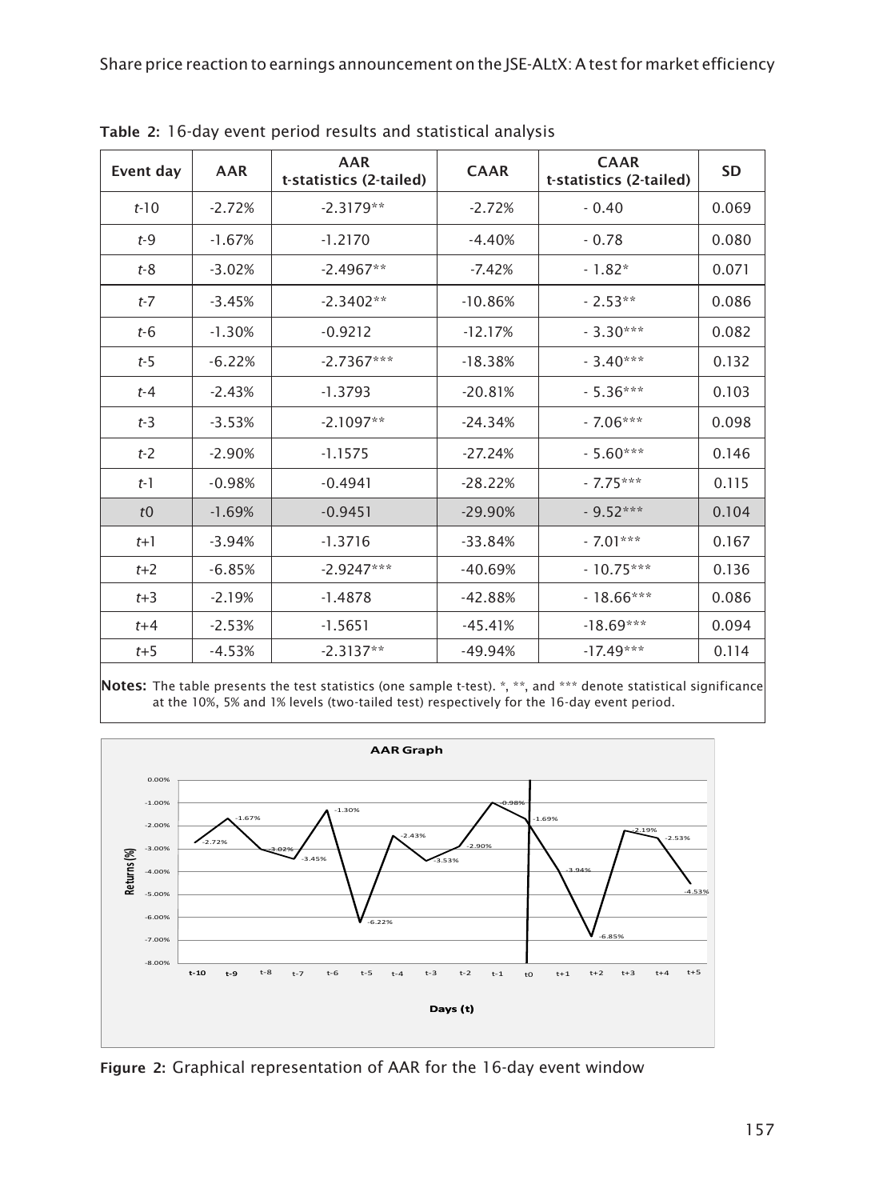**Table 2:** 16-day event period results and statistical analysis

| Event day | AAR | AAR t-statistics (2-tailed) | CAAR | CAAR t-statistics (2-tailed) | SD |
|---|---|---|---|---|---|
| *t*-10 | -2.72% | -2.3179** | -2.72% | - 0.40 | 0.069 |
| *t*-9 | -1.67% | -1.2170 | -4.40% | - 0.78 | 0.080 |
| *t*-8 | -3.02% | -2.4967** | -7.42% | - 1.82* | 0.071 |
| *t*-7 | -3.45% | -2.3402** | -10.86% | - 2.53** | 0.086 |
| *t*-6 | -1.30% | -0.9212 | -12.17% | - 3.30*** | 0.082 |
| *t*-5 | -6.22% | -2.7367*** | -18.38% | - 3.40*** | 0.132 |
| *t*-4 | -2.43% | -1.3793 | -20.81% | - 5.36*** | 0.103 |
| *t*-3 | -3.53% | -2.1097** | -24.34% | - 7.06*** | 0.098 |
| *t*-2 | -2.90% | -1.1575 | -27.24% | - 5.60*** | 0.146 |
| *t*-1 | -0.98% | -0.4941 | -28.22% | - 7.75*** | 0.115 |
| *t*0 | -1.69% | -0.9451 | -29.90% | - 9.52*** | 0.104 |
| *t*+1 | -3.94% | -1.3716 | -33.84% | - 7.01*** | 0.167 |
| *t*+2 | -6.85% | -2.9247*** | -40.69% | - 10.75*** | 0.136 |
| *t*+3 | -2.19% | -1.4878 | -42.88% | - 18.66*** | 0.086 |
| *t*+4 | -2.53% | -1.5651 | -45.41% | -18.69*** | 0.094 |
| *t*+5 | -4.53% | -2.3137** | -49.94% | -17.49*** | 0.114 |

**Notes:** The table presents the test statistics (one sample t-test). *, **, and *** denote statistical significance at the 10%, 5% and 1% levels (two-tailed test) respectively for the 16-day event period.

**Figure 2:** Graphical representation of AAR for the 16-day event window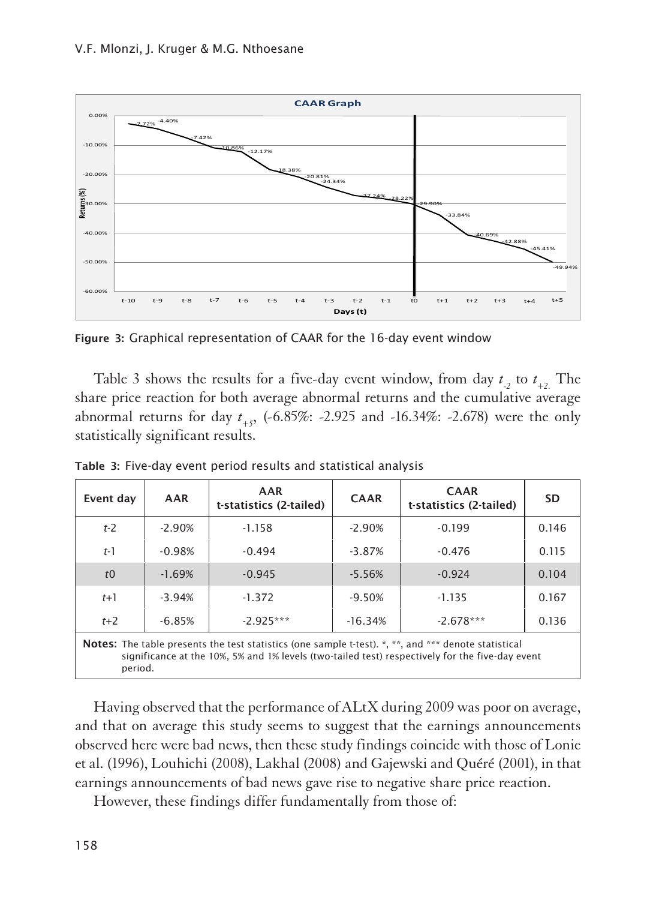Figure 3: Graphical representation of CAAR for the 16-day event window

Table 3 shows the results for a five-day event window, from day $t_{-2}$ to $t_{+2}$. The share price reaction for both average abnormal returns and the cumulative average abnormal returns for day $t_{+5}$, (-6.85%: -2.925 and -16.34%: -2.678) were the only statistically significant results.

Table 3: Five-day event period results and statistical analysis

| Event day | AAR | AAR t-statistics (2-tailed) | CAAR | CAAR t-statistics (2-tailed) | SD |
|---|---|---|---|---|---|
| *t*-2 | -2.90% | -1.158 | -2.90% | -0.199 | 0.146 |
| *t*-1 | -0.98% | -0.494 | -3.87% | -0.476 | 0.115 |
| *t*0 | -1.69% | -0.945 | -5.56% | -0.924 | 0.104 |
| *t*+1 | -3.94% | -1.372 | -9.50% | -1.135 | 0.167 |
| *t*+2 | -6.85% | -2.925*** | -16.34% | -2.678*** | 0.136 |

**Notes:** The table presents the test statistics (one sample t-test). *, **, and *** denote statistical significance at the 10%, 5% and 1% levels (two-tailed test) respectively for the five-day event period.

Having observed that the performance of ALtX during 2009 was poor on average, and that on average this study seems to suggest that the earnings announcements observed here were bad news, then these study findings coincide with those of Lonie et al. (1996), Louhichi (2008), Lakhal (2008) and Gajewski and Quéré (2001), in that earnings announcements of bad news gave rise to negative share price reaction.

However, these findings differ fundamentally from those of: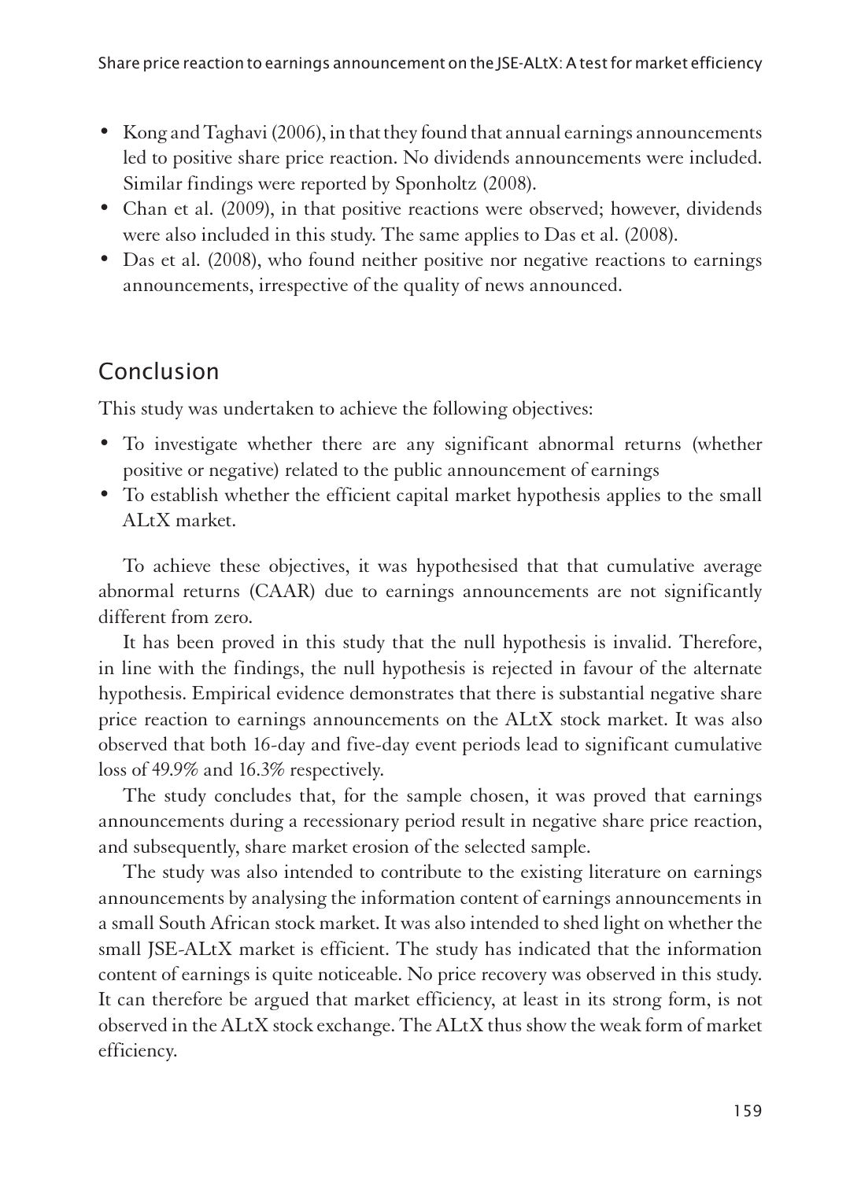- Kong and Taghavi (2006), in that they found that annual earnings announcements led to positive share price reaction. No dividends announcements were included. Similar findings were reported by Sponholtz (2008).
- Chan et al. (2009), in that positive reactions were observed; however, dividends were also included in this study. The same applies to Das et al. (2008).
- Das et al. (2008), who found neither positive nor negative reactions to earnings announcements, irrespective of the quality of news announced.

## Conclusion

This study was undertaken to achieve the following objectives:

- To investigate whether there are any significant abnormal returns (whether positive or negative) related to the public announcement of earnings
- To establish whether the efficient capital market hypothesis applies to the small ALtX market.

To achieve these objectives, it was hypothesised that that cumulative average abnormal returns (CAAR) due to earnings announcements are not significantly different from zero.

It has been proved in this study that the null hypothesis is invalid. Therefore, in line with the findings, the null hypothesis is rejected in favour of the alternate hypothesis. Empirical evidence demonstrates that there is substantial negative share price reaction to earnings announcements on the ALtX stock market. It was also observed that both 16-day and five-day event periods lead to significant cumulative loss of 49.9% and 16.3% respectively.

The study concludes that, for the sample chosen, it was proved that earnings announcements during a recessionary period result in negative share price reaction, and subsequently, share market erosion of the selected sample.

The study was also intended to contribute to the existing literature on earnings announcements by analysing the information content of earnings announcements in a small South African stock market. It was also intended to shed light on whether the small JSE-ALtX market is efficient. The study has indicated that the information content of earnings is quite noticeable. No price recovery was observed in this study. It can therefore be argued that market efficiency, at least in its strong form, is not observed in the ALtX stock exchange. The ALtX thus show the weak form of market efficiency.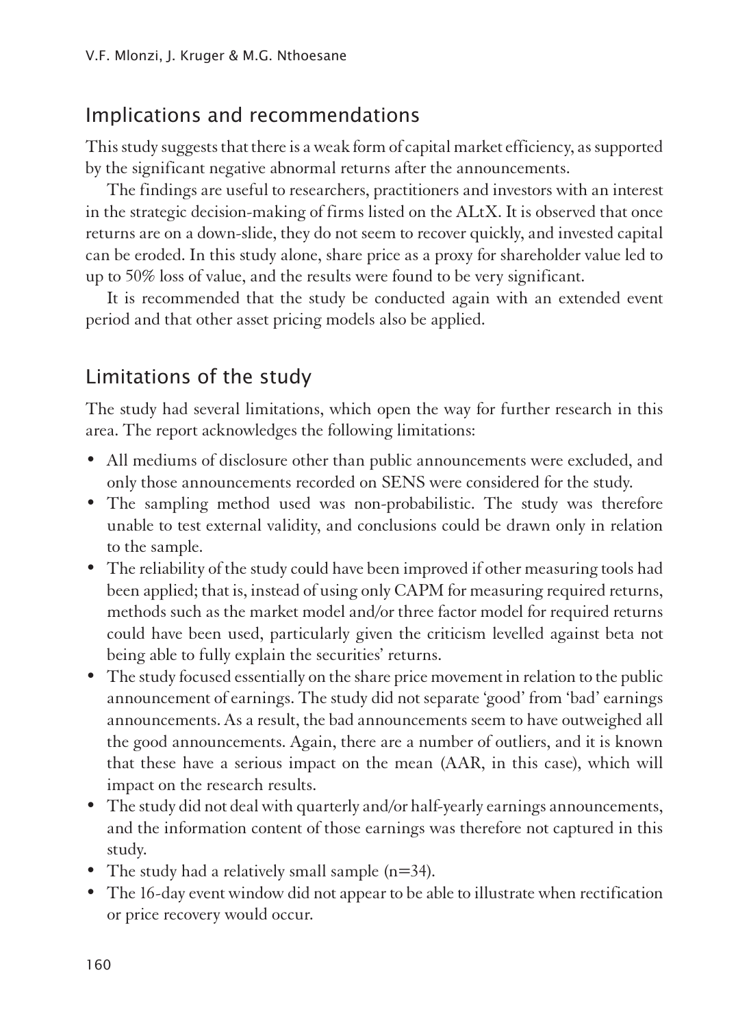## Implications and recommendations

This study suggests that there is a weak form of capital market efficiency, as supported by the significant negative abnormal returns after the announcements.

The findings are useful to researchers, practitioners and investors with an interest in the strategic decision-making of firms listed on the ALtX. It is observed that once returns are on a down-slide, they do not seem to recover quickly, and invested capital can be eroded. In this study alone, share price as a proxy for shareholder value led to up to 50% loss of value, and the results were found to be very significant.

It is recommended that the study be conducted again with an extended event period and that other asset pricing models also be applied.

## Limitations of the study

The study had several limitations, which open the way for further research in this area. The report acknowledges the following limitations:

- All mediums of disclosure other than public announcements were excluded, and only those announcements recorded on SENS were considered for the study.
- The sampling method used was non-probabilistic. The study was therefore unable to test external validity, and conclusions could be drawn only in relation to the sample.
- The reliability of the study could have been improved if other measuring tools had been applied; that is, instead of using only CAPM for measuring required returns, methods such as the market model and/or three factor model for required returns could have been used, particularly given the criticism levelled against beta not being able to fully explain the securities' returns.
- The study focused essentially on the share price movement in relation to the public announcement of earnings. The study did not separate 'good' from 'bad' earnings announcements. As a result, the bad announcements seem to have outweighed all the good announcements. Again, there are a number of outliers, and it is known that these have a serious impact on the mean (AAR, in this case), which will impact on the research results.
- The study did not deal with quarterly and/or half-yearly earnings announcements, and the information content of those earnings was therefore not captured in this study.
- The study had a relatively small sample (n=34).
- The 16-day event window did not appear to be able to illustrate when rectification or price recovery would occur.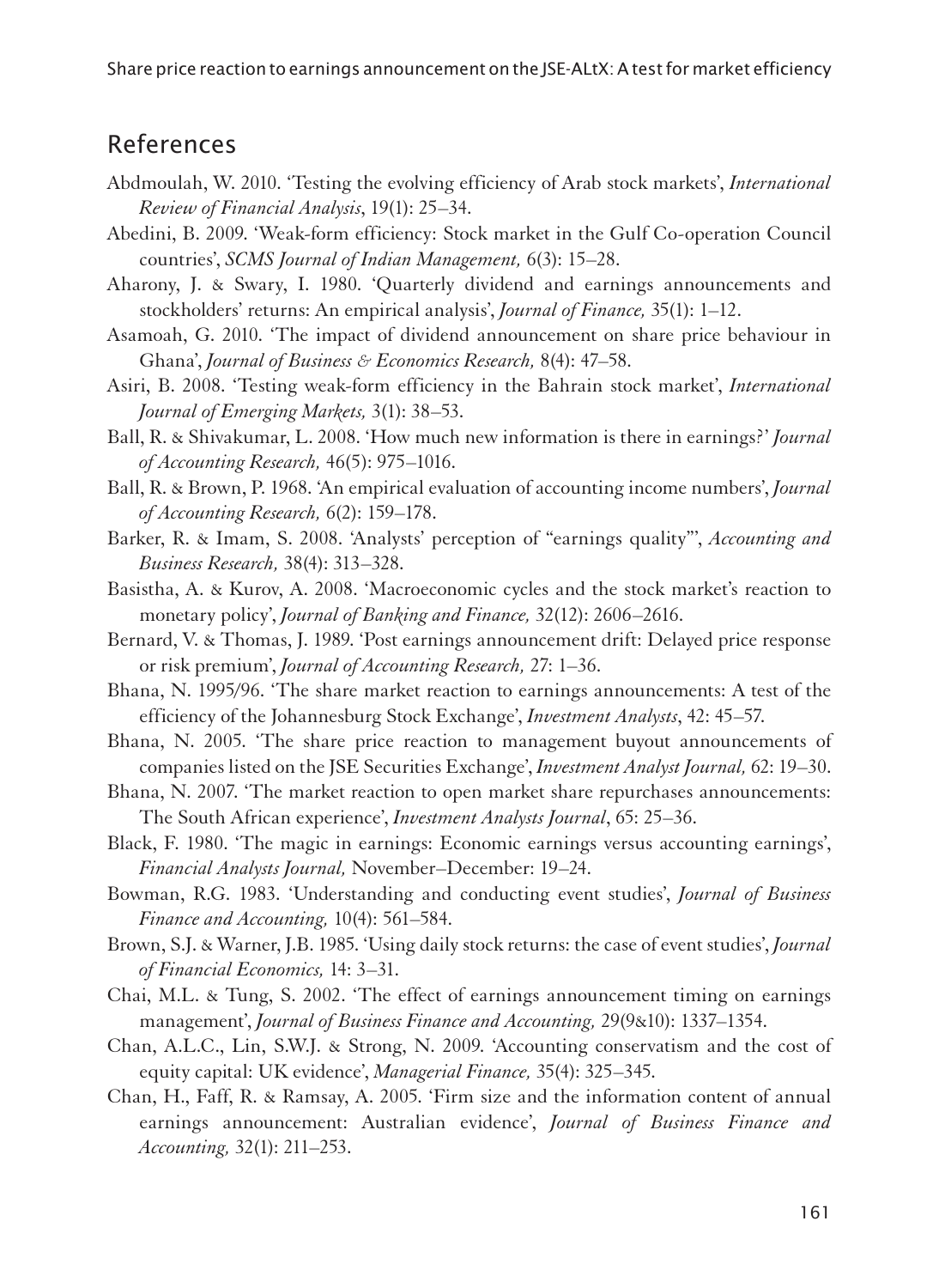## References

Abdmoulah, W. 2010. 'Testing the evolving efficiency of Arab stock markets', *International Review of Financial Analysis*, 19(1): 25–34.

Abedini, B. 2009. 'Weak-form efficiency: Stock market in the Gulf Co-operation Council countries', *SCMS Journal of Indian Management,* 6(3): 15–28.

Aharony, J. & Swary, I. 1980. 'Quarterly dividend and earnings announcements and stockholders' returns: An empirical analysis', *Journal of Finance,* 35(1): 1–12.

Asamoah, G. 2010. 'The impact of dividend announcement on share price behaviour in Ghana', *Journal of Business & Economics Research,* 8(4): 47–58.

Asiri, B. 2008. 'Testing weak-form efficiency in the Bahrain stock market', *International Journal of Emerging Markets,* 3(1): 38–53.

Ball, R. & Shivakumar, L. 2008. 'How much new information is there in earnings?' *Journal of Accounting Research,* 46(5): 975–1016.

Ball, R. & Brown, P. 1968. 'An empirical evaluation of accounting income numbers', *Journal of Accounting Research,* 6(2): 159–178.

Barker, R. & Imam, S. 2008. 'Analysts' perception of "earnings quality"', *Accounting and Business Research,* 38(4): 313–328.

Basistha, A. & Kurov, A. 2008. 'Macroeconomic cycles and the stock market's reaction to monetary policy', *Journal of Banking and Finance,* 32(12): 2606–2616.

Bernard, V. & Thomas, J. 1989. 'Post earnings announcement drift: Delayed price response or risk premium', *Journal of Accounting Research,* 27: 1–36.

Bhana, N. 1995/96. 'The share market reaction to earnings announcements: A test of the efficiency of the Johannesburg Stock Exchange', *Investment Analysts*, 42: 45–57.

Bhana, N. 2005. 'The share price reaction to management buyout announcements of companies listed on the JSE Securities Exchange', *Investment Analyst Journal,* 62: 19–30.

Bhana, N. 2007. 'The market reaction to open market share repurchases announcements: The South African experience', *Investment Analysts Journal*, 65: 25–36.

Black, F. 1980. 'The magic in earnings: Economic earnings versus accounting earnings', *Financial Analysts Journal,* November–December: 19–24.

Bowman, R.G. 1983. 'Understanding and conducting event studies', *Journal of Business Finance and Accounting,* 10(4): 561–584.

Brown, S.J. & Warner, J.B. 1985. 'Using daily stock returns: the case of event studies', *Journal of Financial Economics,* 14: 3–31.

Chai, M.L. & Tung, S. 2002. 'The effect of earnings announcement timing on earnings management', *Journal of Business Finance and Accounting,* 29(9&10): 1337–1354.

Chan, A.L.C., Lin, S.W.J. & Strong, N. 2009. 'Accounting conservatism and the cost of equity capital: UK evidence', *Managerial Finance,* 35(4): 325–345.

Chan, H., Faff, R. & Ramsay, A. 2005. 'Firm size and the information content of annual earnings announcement: Australian evidence', *Journal of Business Finance and Accounting,* 32(1): 211–253.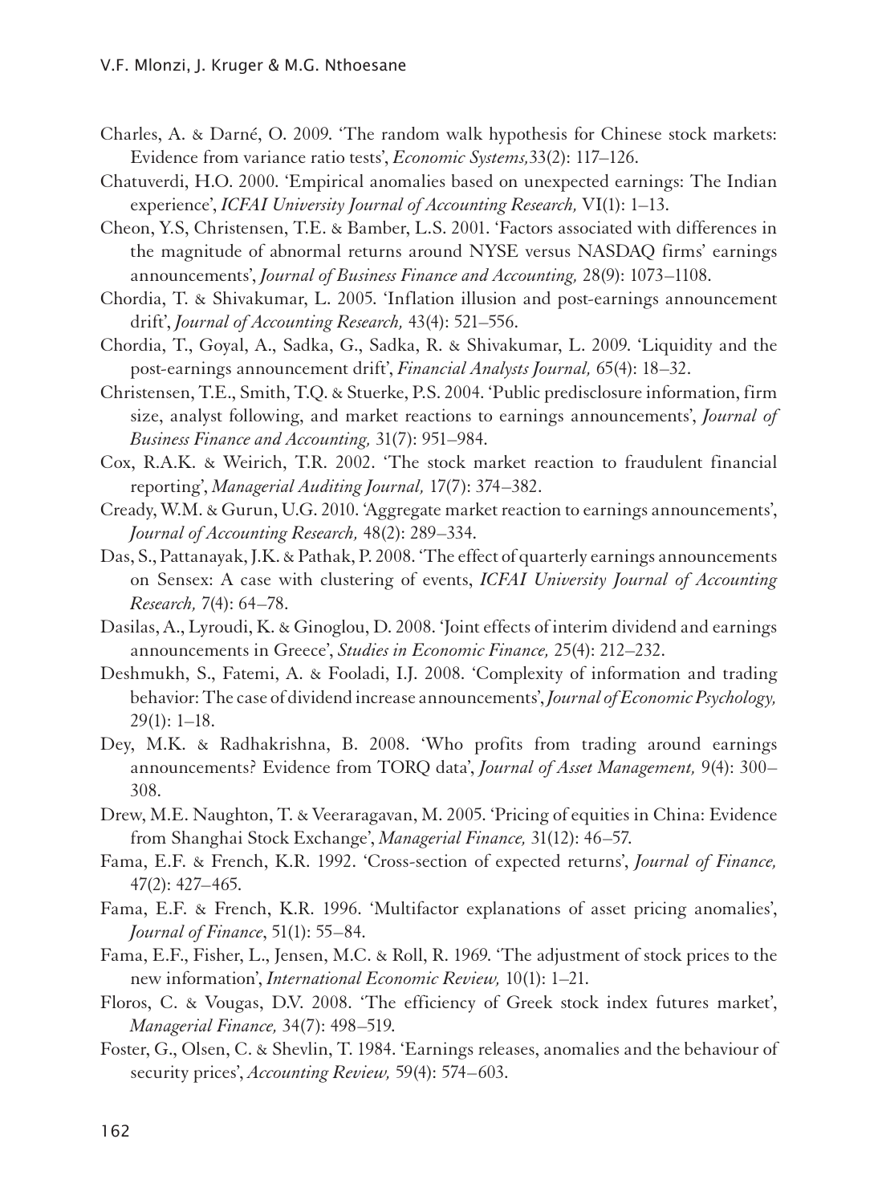Charles, A. & Darné, O. 2009. 'The random walk hypothesis for Chinese stock markets: Evidence from variance ratio tests', *Economic Systems,*33(2): 117–126.

Chatuverdi, H.O. 2000. 'Empirical anomalies based on unexpected earnings: The Indian experience', *ICFAI University Journal of Accounting Research,* VI(1): 1–13.

Cheon, Y.S, Christensen, T.E. & Bamber, L.S. 2001. 'Factors associated with differences in the magnitude of abnormal returns around NYSE versus NASDAQ firms' earnings announcements', *Journal of Business Finance and Accounting,* 28(9): 1073–1108.

Chordia, T. & Shivakumar, L. 2005. 'Inflation illusion and post-earnings announcement drift', *Journal of Accounting Research,* 43(4): 521–556.

Chordia, T., Goyal, A., Sadka, G., Sadka, R. & Shivakumar, L. 2009. 'Liquidity and the post-earnings announcement drift', *Financial Analysts Journal,* 65(4): 18–32.

Christensen, T.E., Smith, T.Q. & Stuerke, P.S. 2004. 'Public predisclosure information, firm size, analyst following, and market reactions to earnings announcements', *Journal of Business Finance and Accounting,* 31(7): 951–984.

Cox, R.A.K. & Weirich, T.R. 2002. 'The stock market reaction to fraudulent financial reporting', *Managerial Auditing Journal,* 17(7): 374–382.

Cready, W.M. & Gurun, U.G. 2010. 'Aggregate market reaction to earnings announcements', *Journal of Accounting Research,* 48(2): 289–334.

Das, S., Pattanayak, J.K. & Pathak, P. 2008. 'The effect of quarterly earnings announcements on Sensex: A case with clustering of events, *ICFAI University Journal of Accounting Research,* 7(4): 64–78.

Dasilas, A., Lyroudi, K. & Ginoglou, D. 2008. 'Joint effects of interim dividend and earnings announcements in Greece', *Studies in Economic Finance,* 25(4): 212–232.

Deshmukh, S., Fatemi, A. & Fooladi, I.J. 2008. 'Complexity of information and trading behavior: The case of dividend increase announcements', *Journal of Economic Psychology,* 29(1): 1–18.

Dey, M.K. & Radhakrishna, B. 2008. 'Who profits from trading around earnings announcements? Evidence from TORQ data', *Journal of Asset Management,* 9(4): 300–308.

Drew, M.E. Naughton, T. & Veeraragavan, M. 2005. 'Pricing of equities in China: Evidence from Shanghai Stock Exchange', *Managerial Finance,* 31(12): 46–57.

Fama, E.F. & French, K.R. 1992. 'Cross-section of expected returns', *Journal of Finance,* 47(2): 427–465.

Fama, E.F. & French, K.R. 1996. 'Multifactor explanations of asset pricing anomalies', *Journal of Finance*, 51(1): 55–84.

Fama, E.F., Fisher, L., Jensen, M.C. & Roll, R. 1969. 'The adjustment of stock prices to the new information', *International Economic Review,* 10(1): 1–21.

Floros, C. & Vougas, D.V. 2008. 'The efficiency of Greek stock index futures market', *Managerial Finance,* 34(7): 498–519.

Foster, G., Olsen, C. & Shevlin, T. 1984. 'Earnings releases, anomalies and the behaviour of security prices', *Accounting Review,* 59(4): 574–603.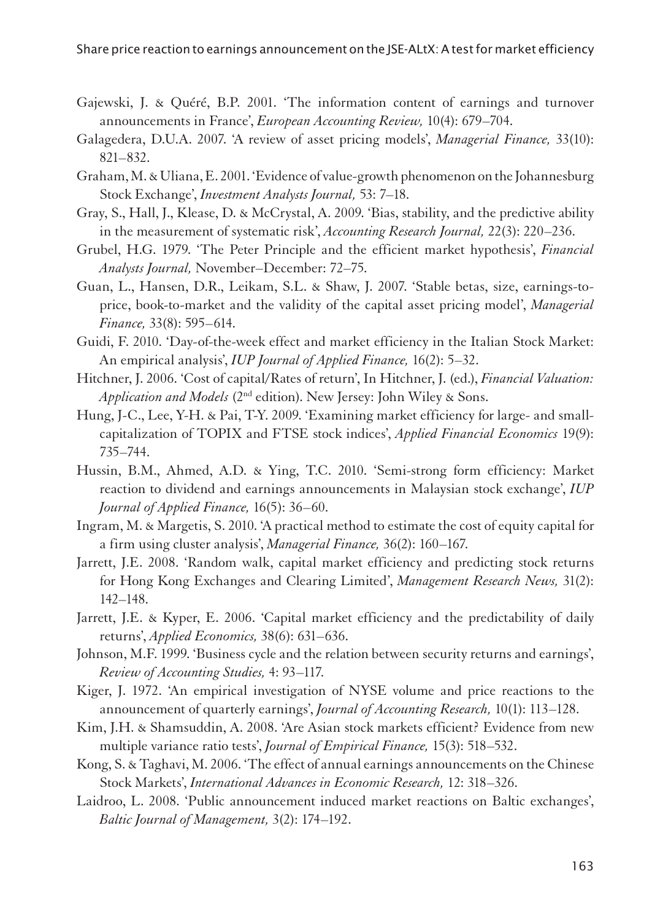Gajewski, J. & Quéré, B.P. 2001. 'The information content of earnings and turnover announcements in France', *European Accounting Review,* 10(4): 679–704.

Galagedera, D.U.A. 2007. 'A review of asset pricing models', *Managerial Finance,* 33(10): 821–832.

Graham, M. & Uliana, E. 2001. 'Evidence of value-growth phenomenon on the Johannesburg Stock Exchange', *Investment Analysts Journal,* 53: 7–18.

Gray, S., Hall, J., Klease, D. & McCrystal, A. 2009. 'Bias, stability, and the predictive ability in the measurement of systematic risk', *Accounting Research Journal,* 22(3): 220–236.

Grubel, H.G. 1979. 'The Peter Principle and the efficient market hypothesis', *Financial Analysts Journal,* November–December: 72–75.

Guan, L., Hansen, D.R., Leikam, S.L. & Shaw, J. 2007. 'Stable betas, size, earnings-to-price, book-to-market and the validity of the capital asset pricing model', *Managerial Finance,* 33(8): 595–614.

Guidi, F. 2010. 'Day-of-the-week effect and market efficiency in the Italian Stock Market: An empirical analysis', *IUP Journal of Applied Finance,* 16(2): 5–32.

Hitchner, J. 2006. 'Cost of capital/Rates of return', In Hitchner, J. (ed.), *Financial Valuation: Application and Models* (2nd edition). New Jersey: John Wiley & Sons.

Hung, J-C., Lee, Y-H. & Pai, T-Y. 2009. 'Examining market efficiency for large- and small-capitalization of TOPIX and FTSE stock indices', *Applied Financial Economics* 19(9): 735–744.

Hussin, B.M., Ahmed, A.D. & Ying, T.C. 2010. 'Semi-strong form efficiency: Market reaction to dividend and earnings announcements in Malaysian stock exchange', *IUP Journal of Applied Finance,* 16(5): 36–60.

Ingram, M. & Margetis, S. 2010. 'A practical method to estimate the cost of equity capital for a firm using cluster analysis', *Managerial Finance,* 36(2): 160–167.

Jarrett, J.E. 2008. 'Random walk, capital market efficiency and predicting stock returns for Hong Kong Exchanges and Clearing Limited', *Management Research News,* 31(2): 142–148.

Jarrett, J.E. & Kyper, E. 2006. 'Capital market efficiency and the predictability of daily returns', *Applied Economics,* 38(6): 631–636.

Johnson, M.F. 1999. 'Business cycle and the relation between security returns and earnings', *Review of Accounting Studies,* 4: 93–117.

Kiger, J. 1972. 'An empirical investigation of NYSE volume and price reactions to the announcement of quarterly earnings', *Journal of Accounting Research,* 10(1): 113–128.

Kim, J.H. & Shamsuddin, A. 2008. 'Are Asian stock markets efficient? Evidence from new multiple variance ratio tests', *Journal of Empirical Finance,* 15(3): 518–532.

Kong, S. & Taghavi, M. 2006. 'The effect of annual earnings announcements on the Chinese Stock Markets', *International Advances in Economic Research,* 12: 318–326.

Laidroo, L. 2008. 'Public announcement induced market reactions on Baltic exchanges', *Baltic Journal of Management,* 3(2): 174–192.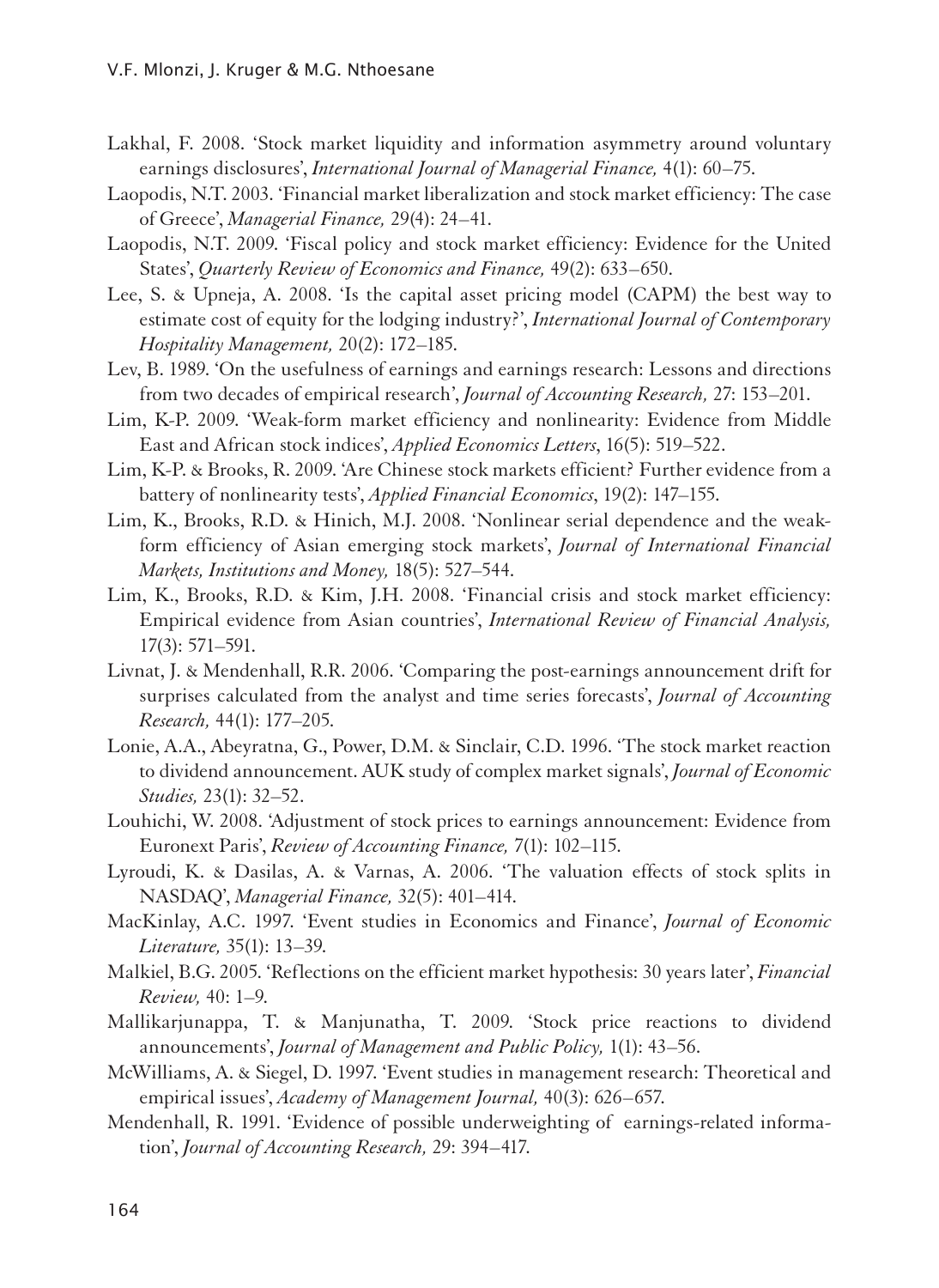Lakhal, F. 2008. 'Stock market liquidity and information asymmetry around voluntary earnings disclosures', *International Journal of Managerial Finance,* 4(1): 60–75.

Laopodis, N.T. 2003. 'Financial market liberalization and stock market efficiency: The case of Greece', *Managerial Finance,* 29(4): 24–41.

Laopodis, N.T. 2009. 'Fiscal policy and stock market efficiency: Evidence for the United States', *Quarterly Review of Economics and Finance,* 49(2): 633–650.

Lee, S. & Upneja, A. 2008. 'Is the capital asset pricing model (CAPM) the best way to estimate cost of equity for the lodging industry?', *International Journal of Contemporary Hospitality Management,* 20(2): 172–185.

Lev, B. 1989. 'On the usefulness of earnings and earnings research: Lessons and directions from two decades of empirical research', *Journal of Accounting Research,* 27: 153–201.

Lim, K-P. 2009. 'Weak-form market efficiency and nonlinearity: Evidence from Middle East and African stock indices', *Applied Economics Letters*, 16(5): 519–522.

Lim, K-P. & Brooks, R. 2009. 'Are Chinese stock markets efficient? Further evidence from a battery of nonlinearity tests', *Applied Financial Economics*, 19(2): 147–155.

Lim, K., Brooks, R.D. & Hinich, M.J. 2008. 'Nonlinear serial dependence and the weak-form efficiency of Asian emerging stock markets', *Journal of International Financial Markets, Institutions and Money,* 18(5): 527–544.

Lim, K., Brooks, R.D. & Kim, J.H. 2008. 'Financial crisis and stock market efficiency: Empirical evidence from Asian countries', *International Review of Financial Analysis,* 17(3): 571–591.

Livnat, J. & Mendenhall, R.R. 2006. 'Comparing the post-earnings announcement drift for surprises calculated from the analyst and time series forecasts', *Journal of Accounting Research,* 44(1): 177–205.

Lonie, A.A., Abeyratna, G., Power, D.M. & Sinclair, C.D. 1996. 'The stock market reaction to dividend announcement. AUK study of complex market signals', *Journal of Economic Studies,* 23(1): 32–52.

Louhichi, W. 2008. 'Adjustment of stock prices to earnings announcement: Evidence from Euronext Paris', *Review of Accounting Finance,* 7(1): 102–115.

Lyroudi, K. & Dasilas, A. & Varnas, A. 2006. 'The valuation effects of stock splits in NASDAQ', *Managerial Finance,* 32(5): 401–414.

MacKinlay, A.C. 1997. 'Event studies in Economics and Finance', *Journal of Economic Literature,* 35(1): 13–39.

Malkiel, B.G. 2005. 'Reflections on the efficient market hypothesis: 30 years later', *Financial Review,* 40: 1–9.

Mallikarjunappa, T. & Manjunatha, T. 2009. 'Stock price reactions to dividend announcements', *Journal of Management and Public Policy,* 1(1): 43–56.

McWilliams, A. & Siegel, D. 1997. 'Event studies in management research: Theoretical and empirical issues', *Academy of Management Journal,* 40(3): 626–657.

Mendenhall, R. 1991. 'Evidence of possible underweighting of earnings-related information', *Journal of Accounting Research,* 29: 394–417.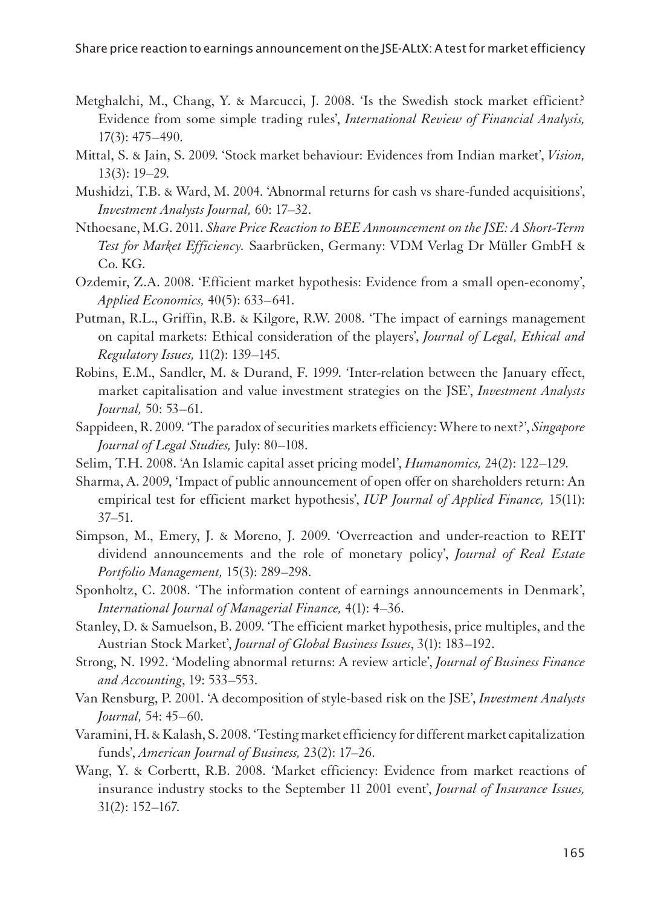Metghalchi, M., Chang, Y. & Marcucci, J. 2008. 'Is the Swedish stock market efficient? Evidence from some simple trading rules', *International Review of Financial Analysis,* 17(3): 475–490.

Mittal, S. & Jain, S. 2009. 'Stock market behaviour: Evidences from Indian market', *Vision,* 13(3): 19–29.

Mushidzi, T.B. & Ward, M. 2004. 'Abnormal returns for cash vs share-funded acquisitions', *Investment Analysts Journal,* 60: 17–32.

Nthoesane, M.G. 2011. *Share Price Reaction to BEE Announcement on the JSE: A Short-Term Test for Market Efficiency.* Saarbrücken, Germany: VDM Verlag Dr Müller GmbH & Co. KG.

Ozdemir, Z.A. 2008. 'Efficient market hypothesis: Evidence from a small open-economy', *Applied Economics,* 40(5): 633–641.

Putman, R.L., Griffin, R.B. & Kilgore, R.W. 2008. 'The impact of earnings management on capital markets: Ethical consideration of the players', *Journal of Legal, Ethical and Regulatory Issues,* 11(2): 139–145.

Robins, E.M., Sandler, M. & Durand, F. 1999. 'Inter-relation between the January effect, market capitalisation and value investment strategies on the JSE', *Investment Analysts Journal,* 50: 53–61.

Sappideen, R. 2009. 'The paradox of securities markets efficiency: Where to next?', *Singapore Journal of Legal Studies,* July: 80–108.

Selim, T.H. 2008. 'An Islamic capital asset pricing model', *Humanomics,* 24(2): 122–129.

Sharma, A. 2009, 'Impact of public announcement of open offer on shareholders return: An empirical test for efficient market hypothesis', *IUP Journal of Applied Finance,* 15(11): 37–51.

Simpson, M., Emery, J. & Moreno, J. 2009. 'Overreaction and under-reaction to REIT dividend announcements and the role of monetary policy', *Journal of Real Estate Portfolio Management,* 15(3): 289–298.

Sponholtz, C. 2008. 'The information content of earnings announcements in Denmark', *International Journal of Managerial Finance,* 4(1): 4–36.

Stanley, D. & Samuelson, B. 2009. 'The efficient market hypothesis, price multiples, and the Austrian Stock Market', *Journal of Global Business Issues*, 3(1): 183–192.

Strong, N. 1992. 'Modeling abnormal returns: A review article', *Journal of Business Finance and Accounting*, 19: 533–553.

Van Rensburg, P. 2001. 'A decomposition of style-based risk on the JSE', *Investment Analysts Journal,* 54: 45–60.

Varamini, H. & Kalash, S. 2008. 'Testing market efficiency for different market capitalization funds', *American Journal of Business,* 23(2): 17–26.

Wang, Y. & Corbertt, R.B. 2008. 'Market efficiency: Evidence from market reactions of insurance industry stocks to the September 11 2001 event', *Journal of Insurance Issues,* 31(2): 152–167.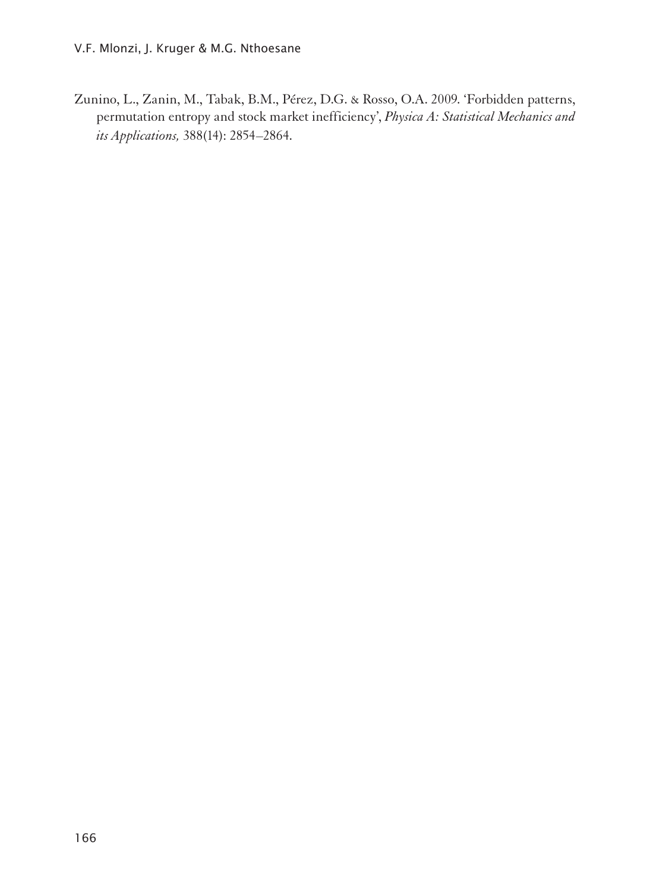Zunino, L., Zanin, M., Tabak, B.M., Pérez, D.G. & Rosso, O.A. 2009. 'Forbidden patterns, permutation entropy and stock market inefficiency', *Physica A: Statistical Mechanics and its Applications,* 388(14): 2854–2864.